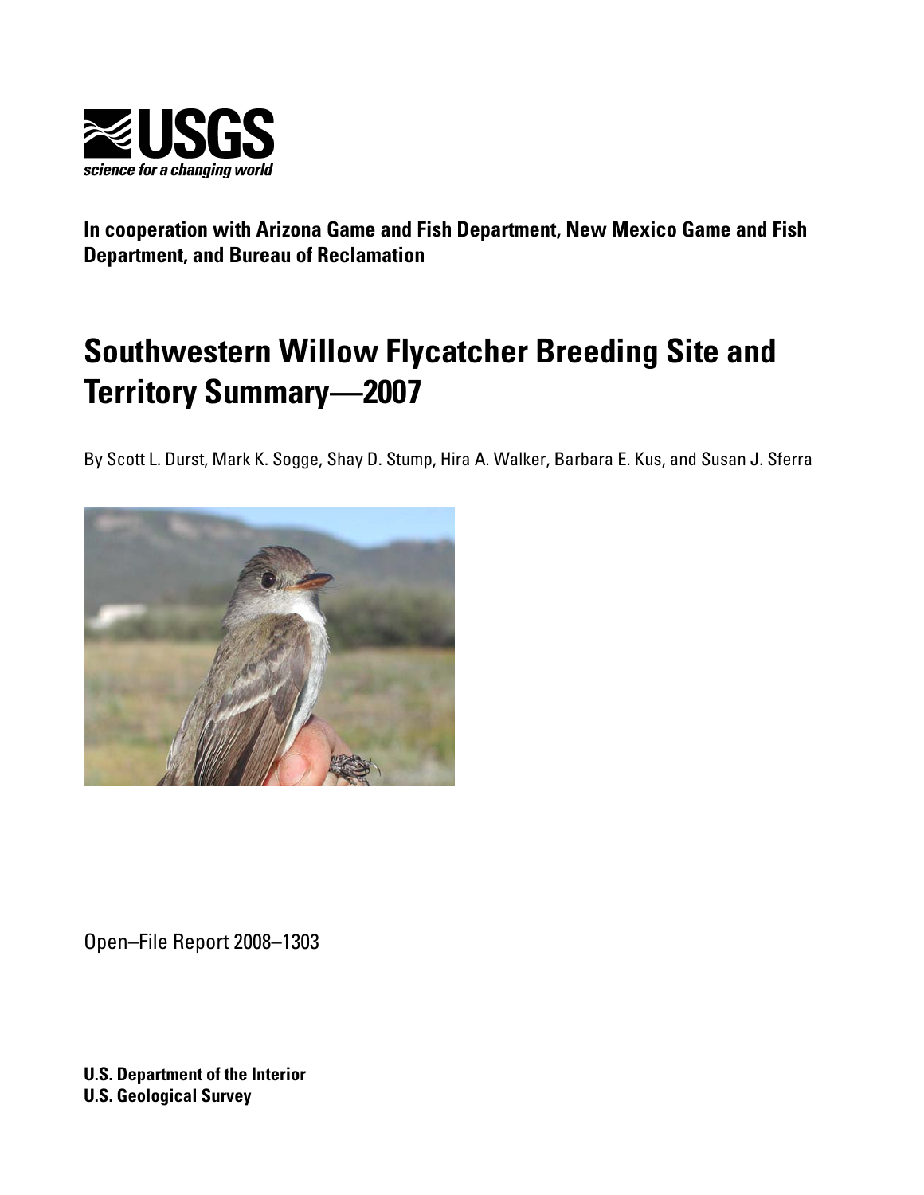USGS
science for a changing world

**In cooperation with Arizona Game and Fish Department, New Mexico Game and Fish Department, and Bureau of Reclamation**

# Southwestern Willow Flycatcher Breeding Site and Territory Summary—2007

By Scott L. Durst, Mark K. Sogge, Shay D. Stump, Hira A. Walker, Barbara E. Kus, and Susan J. Sferra

Open–File Report 2008–1303

**U.S. Department of the Interior**
**U.S. Geological Survey**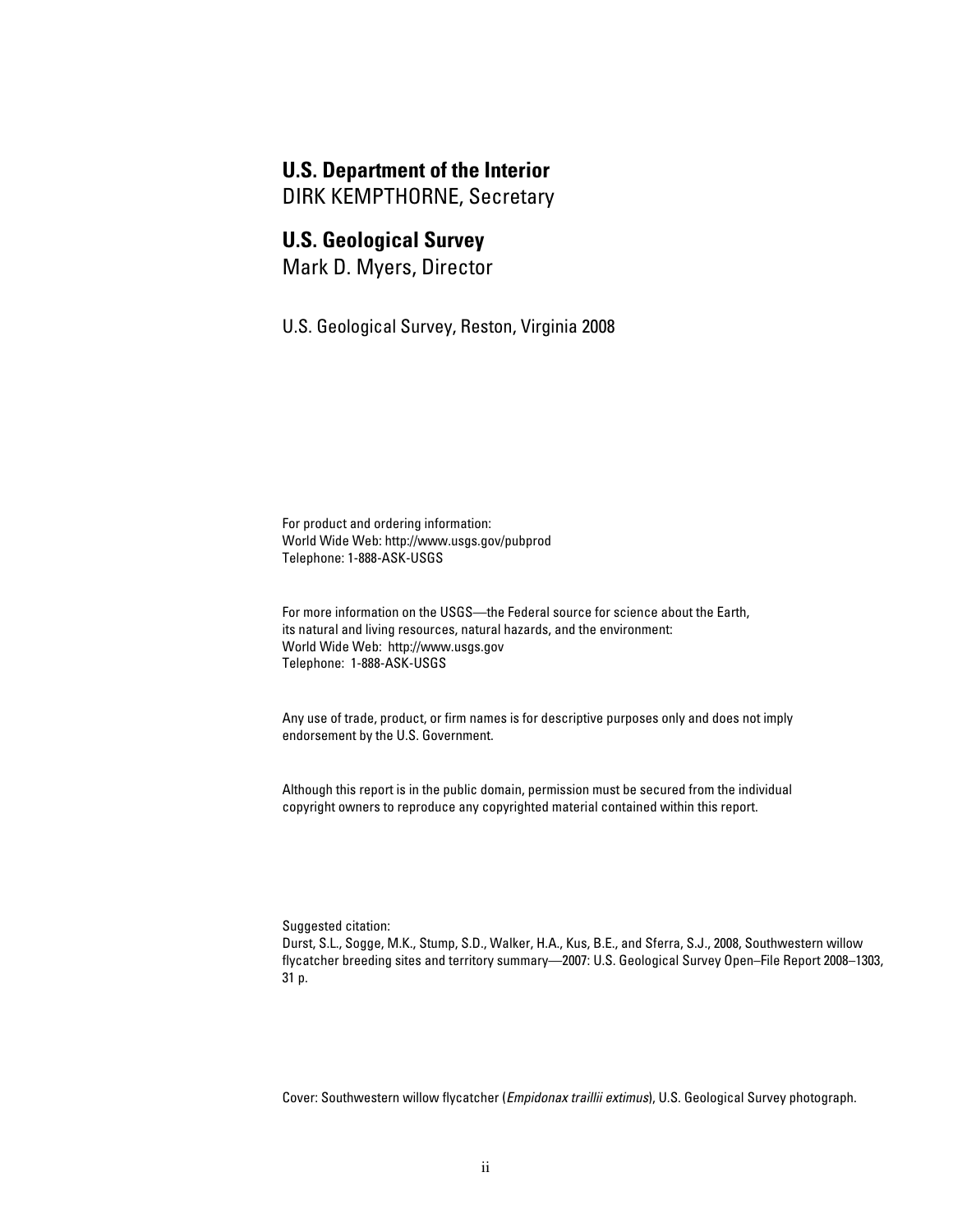**U.S. Department of the Interior**
DIRK KEMPTHORNE, Secretary

**U.S. Geological Survey**
Mark D. Myers, Director

U.S. Geological Survey, Reston, Virginia 2008

For product and ordering information:
World Wide Web: http://www.usgs.gov/pubprod
Telephone: 1-888-ASK-USGS

For more information on the USGS—the Federal source for science about the Earth,
its natural and living resources, natural hazards, and the environment:
World Wide Web: http://www.usgs.gov
Telephone: 1-888-ASK-USGS

Any use of trade, product, or firm names is for descriptive purposes only and does not imply endorsement by the U.S. Government.

Although this report is in the public domain, permission must be secured from the individual copyright owners to reproduce any copyrighted material contained within this report.

Suggested citation:
Durst, S.L., Sogge, M.K., Stump, S.D., Walker, H.A., Kus, B.E., and Sferra, S.J., 2008, Southwestern willow flycatcher breeding sites and territory summary—2007: U.S. Geological Survey Open–File Report 2008–1303, 31 p.

Cover: Southwestern willow flycatcher (*Empidonax traillii extimus*), U.S. Geological Survey photograph.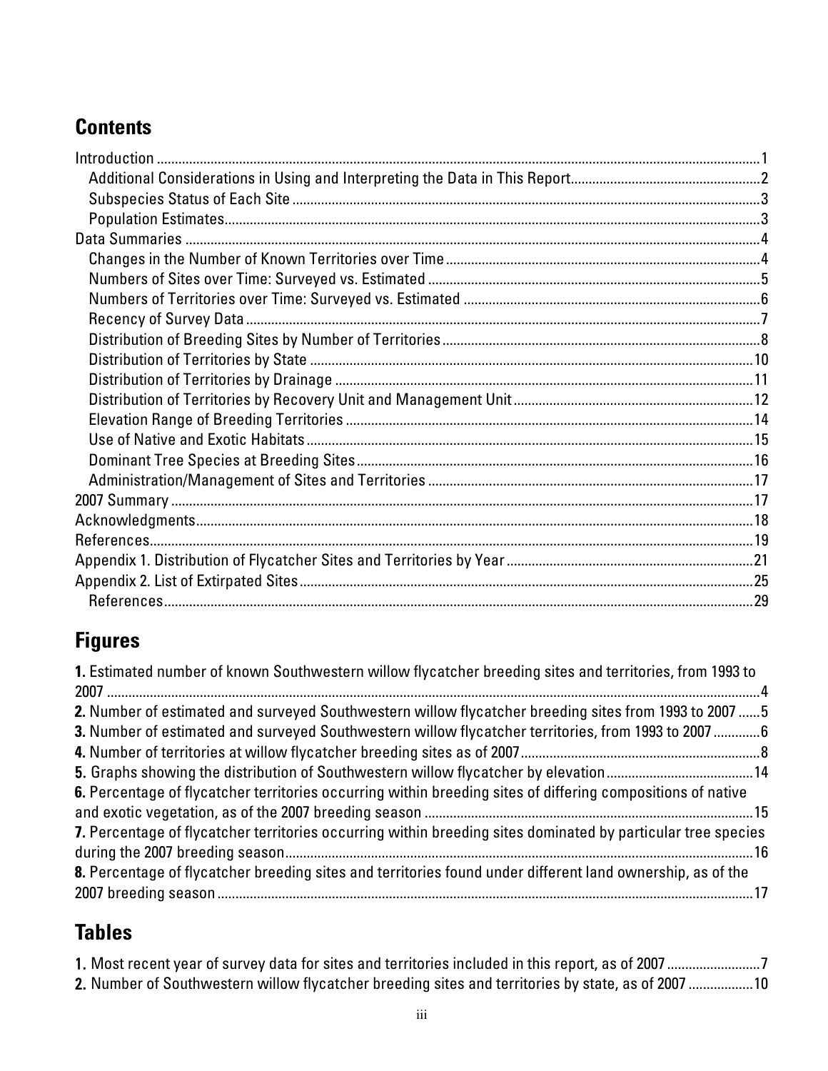## Contents

Introduction ....................................................................................................1
- Additional Considerations in Using and Interpreting the Data in This Report....................................2
- Subspecies Status of Each Site ....................................................................................................3
- Population Estimates.......................................................................................................................3

Data Summaries ....................................................................................................4
- Changes in the Number of Known Territories over Time ..........................................................4
- Numbers of Sites over Time: Surveyed vs. Estimated .............................................................5
- Numbers of Territories over Time: Surveyed vs. Estimated .....................................................6
- Recency of Survey Data .................................................................................................................7
- Distribution of Breeding Sites by Number of Territories ...........................................................8
- Distribution of Territories by State ..............................................................................................10
- Distribution of Territories by Drainage .......................................................................................11
- Distribution of Territories by Recovery Unit and Management Unit .....................................12
- Elevation Range of Breeding Territories ....................................................................................14
- Use of Native and Exotic Habitats ..............................................................................................15
- Dominant Tree Species at Breeding Sites .................................................................................16
- Administration/Management of Sites and Territories ..............................................................17

2007 Summary ....................................................................................................17

Acknowledgments..............................................................................................18

References...........................................................................................................19

Appendix 1. Distribution of Flycatcher Sites and Territories by Year .......................................21

Appendix 2. List of Extirpated Sites ..................................................................................................25
- References......................................................................................................................................29

## Figures

**1.** Estimated number of known Southwestern willow flycatcher breeding sites and territories, from 1993 to 2007 ....................................................................................................4

**2.** Number of estimated and surveyed Southwestern willow flycatcher breeding sites from 1993 to 2007 ......5

**3.** Number of estimated and surveyed Southwestern willow flycatcher territories, from 1993 to 2007 .............6

**4.** Number of territories at willow flycatcher breeding sites as of 2007...............................................8

**5.** Graphs showing the distribution of Southwestern willow flycatcher by elevation ............................14

**6.** Percentage of flycatcher territories occurring within breeding sites of differing compositions of native and exotic vegetation, as of the 2007 breeding season ...............................................15

**7.** Percentage of flycatcher territories occurring within breeding sites dominated by particular tree species during the 2007 breeding season.................................................................................16

**8.** Percentage of flycatcher breeding sites and territories found under different land ownership, as of the 2007 breeding season ...............................................................................................17

## Tables

**1.** Most recent year of survey data for sites and territories included in this report, as of 2007 ..........................7

**2.** Number of Southwestern willow flycatcher breeding sites and territories by state, as of 2007 ..................10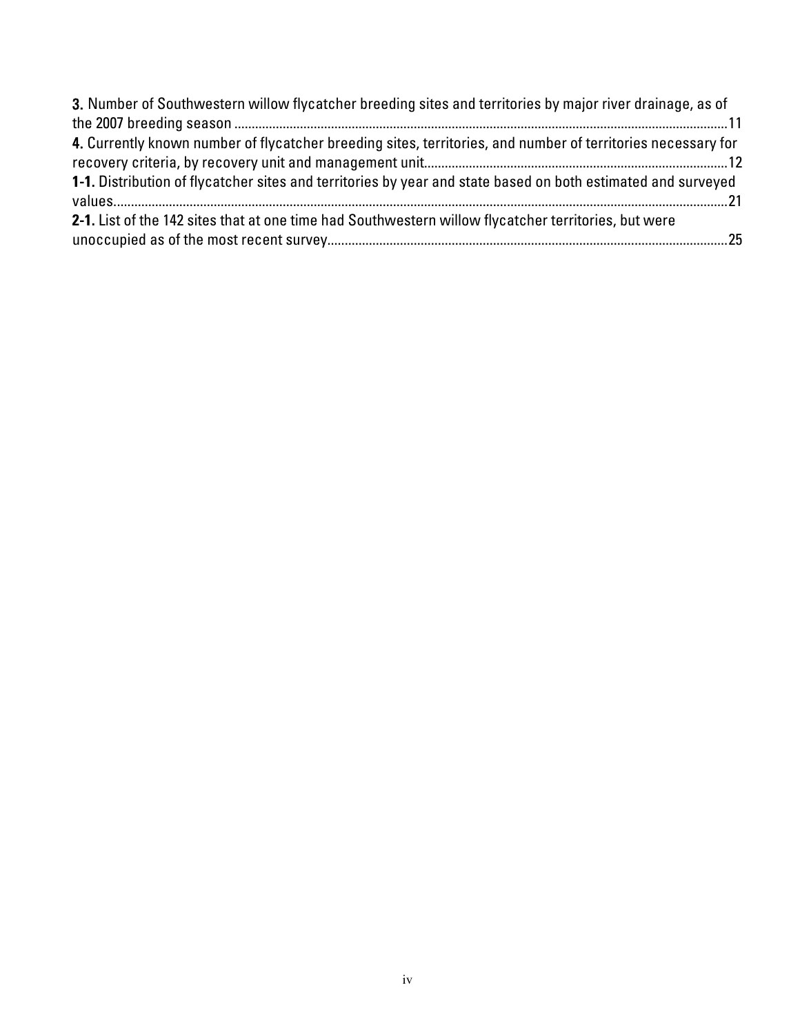**3.** Number of Southwestern willow flycatcher breeding sites and territories by major river drainage, as of the 2007 breeding season ............................................................................................................................................11

**4.** Currently known number of flycatcher breeding sites, territories, and number of territories necessary for recovery criteria, by recovery unit and management unit.......................................................................................12

**1-1.** Distribution of flycatcher sites and territories by year and state based on both estimated and surveyed values...............................................................................................................................................................21

**2-1.** List of the 142 sites that at one time had Southwestern willow flycatcher territories, but were unoccupied as of the most recent survey...................................................................................................................25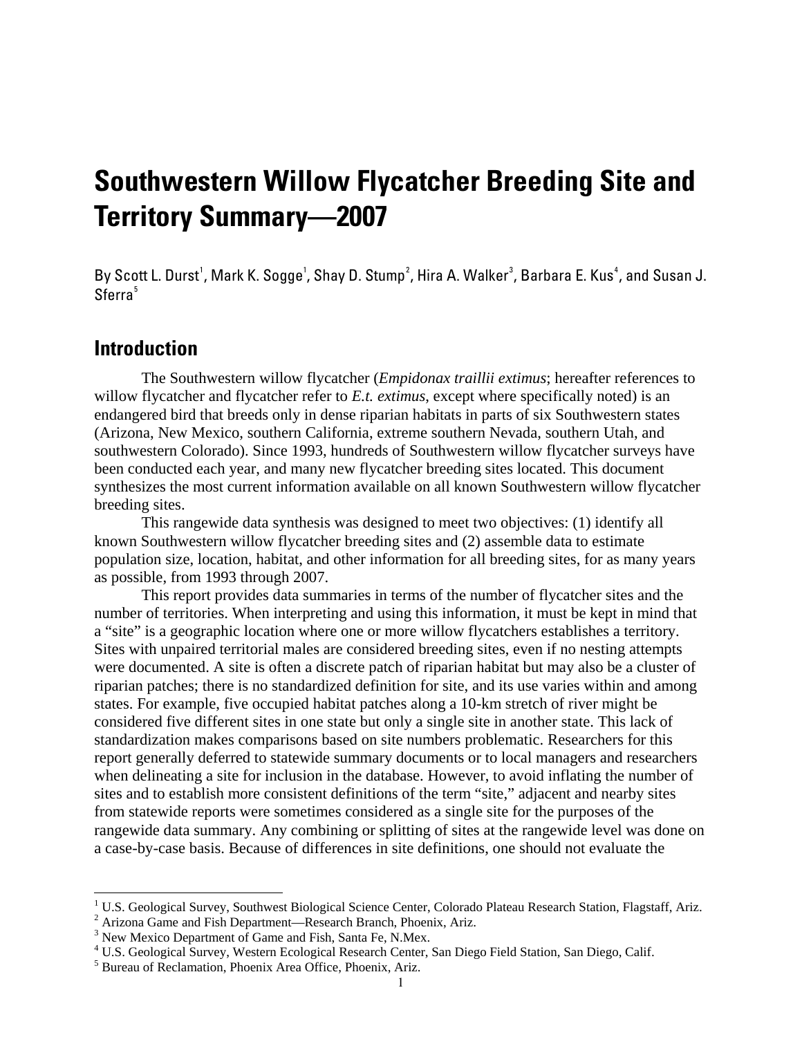# Southwestern Willow Flycatcher Breeding Site and Territory Summary—2007

By Scott L. Durst[1], Mark K. Sogge[1], Shay D. Stump[2], Hira A. Walker[3], Barbara E. Kus[4], and Susan J. Sferra[5]

## Introduction

The Southwestern willow flycatcher (*Empidonax traillii extimus*; hereafter references to willow flycatcher and flycatcher refer to *E.t. extimus*, except where specifically noted) is an endangered bird that breeds only in dense riparian habitats in parts of six Southwestern states (Arizona, New Mexico, southern California, extreme southern Nevada, southern Utah, and southwestern Colorado). Since 1993, hundreds of Southwestern willow flycatcher surveys have been conducted each year, and many new flycatcher breeding sites located. This document synthesizes the most current information available on all known Southwestern willow flycatcher breeding sites.

This rangewide data synthesis was designed to meet two objectives: (1) identify all known Southwestern willow flycatcher breeding sites and (2) assemble data to estimate population size, location, habitat, and other information for all breeding sites, for as many years as possible, from 1993 through 2007.

This report provides data summaries in terms of the number of flycatcher sites and the number of territories. When interpreting and using this information, it must be kept in mind that a "site" is a geographic location where one or more willow flycatchers establishes a territory. Sites with unpaired territorial males are considered breeding sites, even if no nesting attempts were documented. A site is often a discrete patch of riparian habitat but may also be a cluster of riparian patches; there is no standardized definition for site, and its use varies within and among states. For example, five occupied habitat patches along a 10-km stretch of river might be considered five different sites in one state but only a single site in another state. This lack of standardization makes comparisons based on site numbers problematic. Researchers for this report generally deferred to statewide summary documents or to local managers and researchers when delineating a site for inclusion in the database. However, to avoid inflating the number of sites and to establish more consistent definitions of the term "site," adjacent and nearby sites from statewide reports were sometimes considered as a single site for the purposes of the rangewide data summary. Any combining or splitting of sites at the rangewide level was done on a case-by-case basis. Because of differences in site definitions, one should not evaluate the

---

[1] U.S. Geological Survey, Southwest Biological Science Center, Colorado Plateau Research Station, Flagstaff, Ariz.
[2] Arizona Game and Fish Department—Research Branch, Phoenix, Ariz.
[3] New Mexico Department of Game and Fish, Santa Fe, N.Mex.
[4] U.S. Geological Survey, Western Ecological Research Center, San Diego Field Station, San Diego, Calif.
[5] Bureau of Reclamation, Phoenix Area Office, Phoenix, Ariz.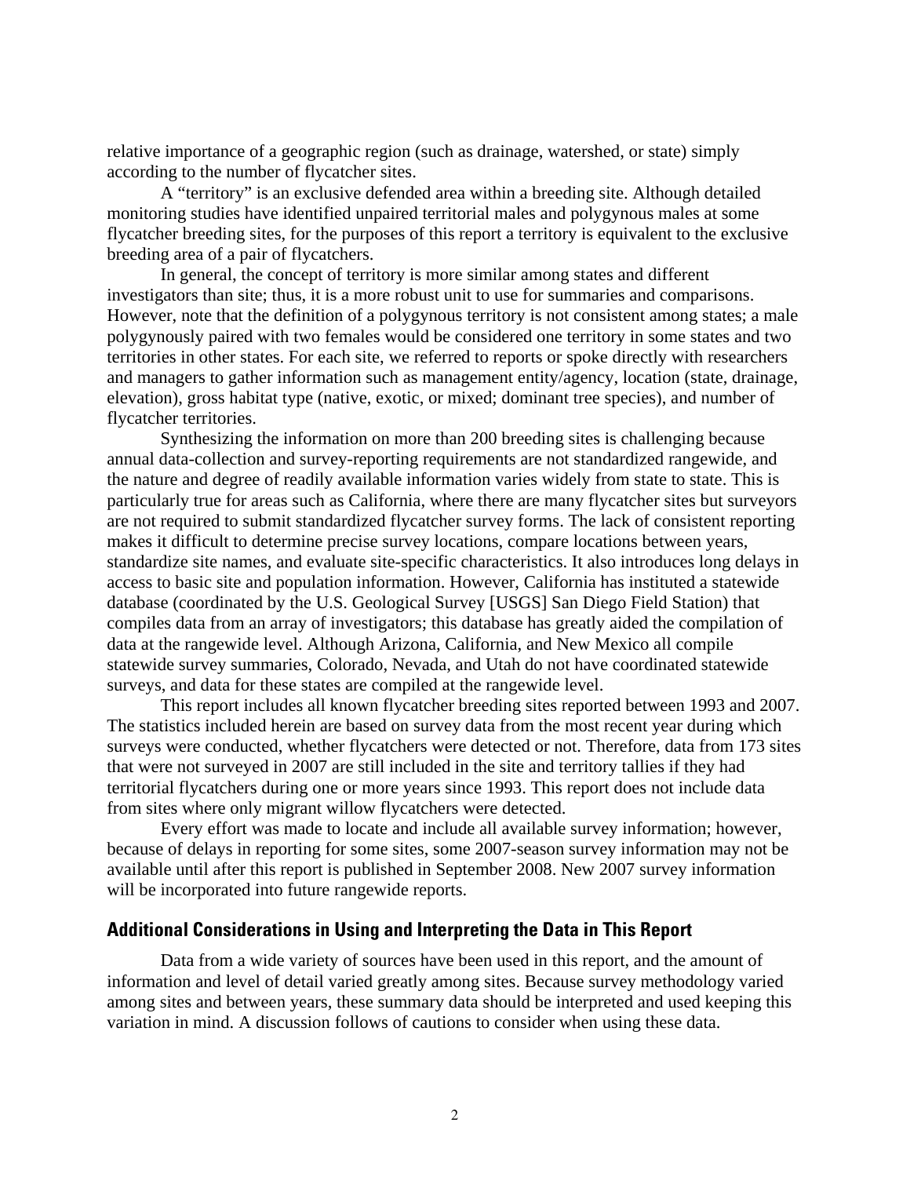relative importance of a geographic region (such as drainage, watershed, or state) simply according to the number of flycatcher sites.

A "territory" is an exclusive defended area within a breeding site. Although detailed monitoring studies have identified unpaired territorial males and polygynous males at some flycatcher breeding sites, for the purposes of this report a territory is equivalent to the exclusive breeding area of a pair of flycatchers.

In general, the concept of territory is more similar among states and different investigators than site; thus, it is a more robust unit to use for summaries and comparisons. However, note that the definition of a polygynous territory is not consistent among states; a male polygynously paired with two females would be considered one territory in some states and two territories in other states. For each site, we referred to reports or spoke directly with researchers and managers to gather information such as management entity/agency, location (state, drainage, elevation), gross habitat type (native, exotic, or mixed; dominant tree species), and number of flycatcher territories.

Synthesizing the information on more than 200 breeding sites is challenging because annual data-collection and survey-reporting requirements are not standardized rangewide, and the nature and degree of readily available information varies widely from state to state. This is particularly true for areas such as California, where there are many flycatcher sites but surveyors are not required to submit standardized flycatcher survey forms. The lack of consistent reporting makes it difficult to determine precise survey locations, compare locations between years, standardize site names, and evaluate site-specific characteristics. It also introduces long delays in access to basic site and population information. However, California has instituted a statewide database (coordinated by the U.S. Geological Survey [USGS] San Diego Field Station) that compiles data from an array of investigators; this database has greatly aided the compilation of data at the rangewide level. Although Arizona, California, and New Mexico all compile statewide survey summaries, Colorado, Nevada, and Utah do not have coordinated statewide surveys, and data for these states are compiled at the rangewide level.

This report includes all known flycatcher breeding sites reported between 1993 and 2007. The statistics included herein are based on survey data from the most recent year during which surveys were conducted, whether flycatchers were detected or not. Therefore, data from 173 sites that were not surveyed in 2007 are still included in the site and territory tallies if they had territorial flycatchers during one or more years since 1993. This report does not include data from sites where only migrant willow flycatchers were detected.

Every effort was made to locate and include all available survey information; however, because of delays in reporting for some sites, some 2007-season survey information may not be available until after this report is published in September 2008. New 2007 survey information will be incorporated into future rangewide reports.

## Additional Considerations in Using and Interpreting the Data in This Report

Data from a wide variety of sources have been used in this report, and the amount of information and level of detail varied greatly among sites. Because survey methodology varied among sites and between years, these summary data should be interpreted and used keeping this variation in mind. A discussion follows of cautions to consider when using these data.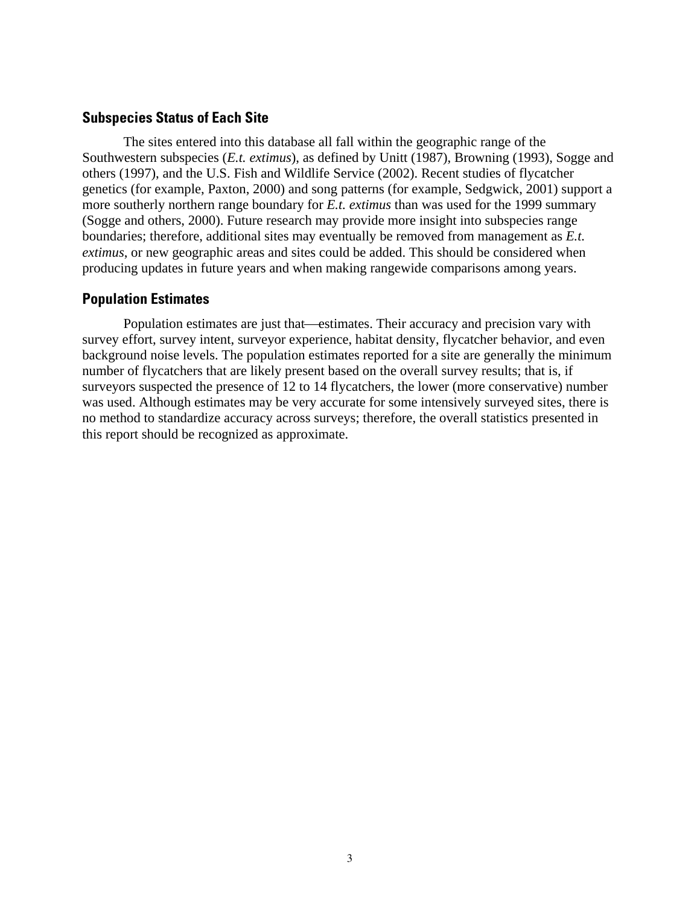## Subspecies Status of Each Site

The sites entered into this database all fall within the geographic range of the Southwestern subspecies (*E.t. extimus*), as defined by Unitt (1987), Browning (1993), Sogge and others (1997), and the U.S. Fish and Wildlife Service (2002). Recent studies of flycatcher genetics (for example, Paxton, 2000) and song patterns (for example, Sedgwick, 2001) support a more southerly northern range boundary for *E.t. extimus* than was used for the 1999 summary (Sogge and others, 2000). Future research may provide more insight into subspecies range boundaries; therefore, additional sites may eventually be removed from management as *E.t. extimus*, or new geographic areas and sites could be added. This should be considered when producing updates in future years and when making rangewide comparisons among years.

## Population Estimates

Population estimates are just that—estimates. Their accuracy and precision vary with survey effort, survey intent, surveyor experience, habitat density, flycatcher behavior, and even background noise levels. The population estimates reported for a site are generally the minimum number of flycatchers that are likely present based on the overall survey results; that is, if surveyors suspected the presence of 12 to 14 flycatchers, the lower (more conservative) number was used. Although estimates may be very accurate for some intensively surveyed sites, there is no method to standardize accuracy across surveys; therefore, the overall statistics presented in this report should be recognized as approximate.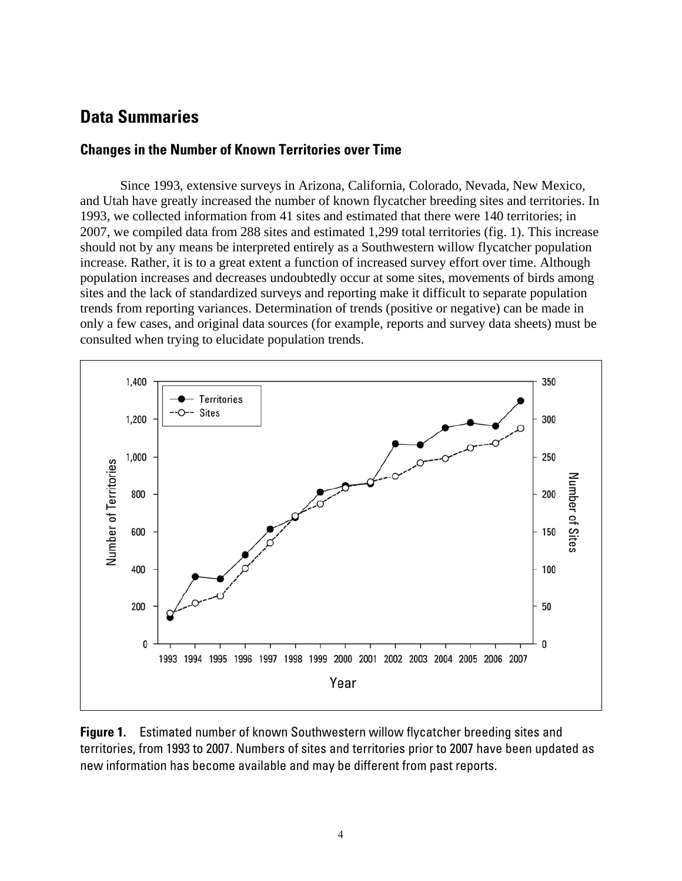## Data Summaries

### Changes in the Number of Known Territories over Time

Since 1993, extensive surveys in Arizona, California, Colorado, Nevada, New Mexico, and Utah have greatly increased the number of known flycatcher breeding sites and territories. In 1993, we collected information from 41 sites and estimated that there were 140 territories; in 2007, we compiled data from 288 sites and estimated 1,299 total territories (fig. 1). This increase should not by any means be interpreted entirely as a Southwestern willow flycatcher population increase. Rather, it is to a great extent a function of increased survey effort over time. Although population increases and decreases undoubtedly occur at some sites, movements of birds among sites and the lack of standardized surveys and reporting make it difficult to separate population trends from reporting variances. Determination of trends (positive or negative) can be made in only a few cases, and original data sources (for example, reports and survey data sheets) must be consulted when trying to elucidate population trends.

**Figure 1.** Estimated number of known Southwestern willow flycatcher breeding sites and territories, from 1993 to 2007. Numbers of sites and territories prior to 2007 have been updated as new information has become available and may be different from past reports.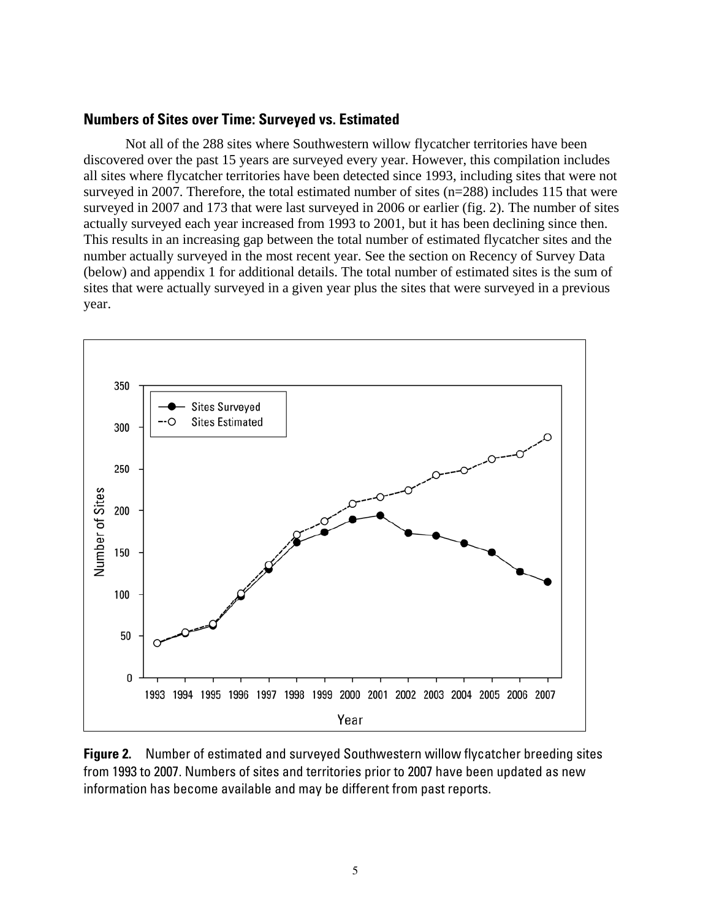### Numbers of Sites over Time: Surveyed vs. Estimated

Not all of the 288 sites where Southwestern willow flycatcher territories have been discovered over the past 15 years are surveyed every year. However, this compilation includes all sites where flycatcher territories have been detected since 1993, including sites that were not surveyed in 2007. Therefore, the total estimated number of sites (n=288) includes 115 that were surveyed in 2007 and 173 that were last surveyed in 2006 or earlier (fig. 2). The number of sites actually surveyed each year increased from 1993 to 2001, but it has been declining since then. This results in an increasing gap between the total number of estimated flycatcher sites and the number actually surveyed in the most recent year. See the section on Recency of Survey Data (below) and appendix 1 for additional details. The total number of estimated sites is the sum of sites that were actually surveyed in a given year plus the sites that were surveyed in a previous year.

**Figure 2.** Number of estimated and surveyed Southwestern willow flycatcher breeding sites from 1993 to 2007. Numbers of sites and territories prior to 2007 have been updated as new information has become available and may be different from past reports.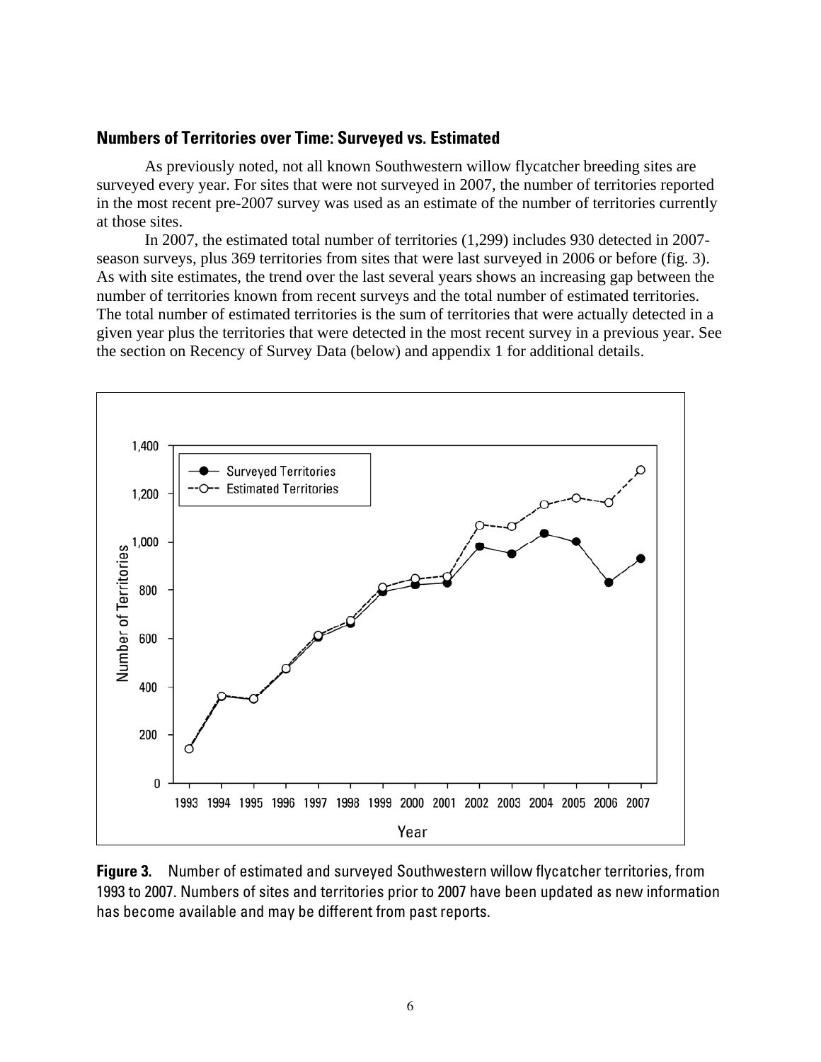## Numbers of Territories over Time: Surveyed vs. Estimated

As previously noted, not all known Southwestern willow flycatcher breeding sites are surveyed every year. For sites that were not surveyed in 2007, the number of territories reported in the most recent pre-2007 survey was used as an estimate of the number of territories currently at those sites.

In 2007, the estimated total number of territories (1,299) includes 930 detected in 2007-season surveys, plus 369 territories from sites that were last surveyed in 2006 or before (fig. 3). As with site estimates, the trend over the last several years shows an increasing gap between the number of territories known from recent surveys and the total number of estimated territories. The total number of estimated territories is the sum of territories that were actually detected in a given year plus the territories that were detected in the most recent survey in a previous year. See the section on Recency of Survey Data (below) and appendix 1 for additional details.

**Figure 3.** Number of estimated and surveyed Southwestern willow flycatcher territories, from 1993 to 2007. Numbers of sites and territories prior to 2007 have been updated as new information has become available and may be different from past reports.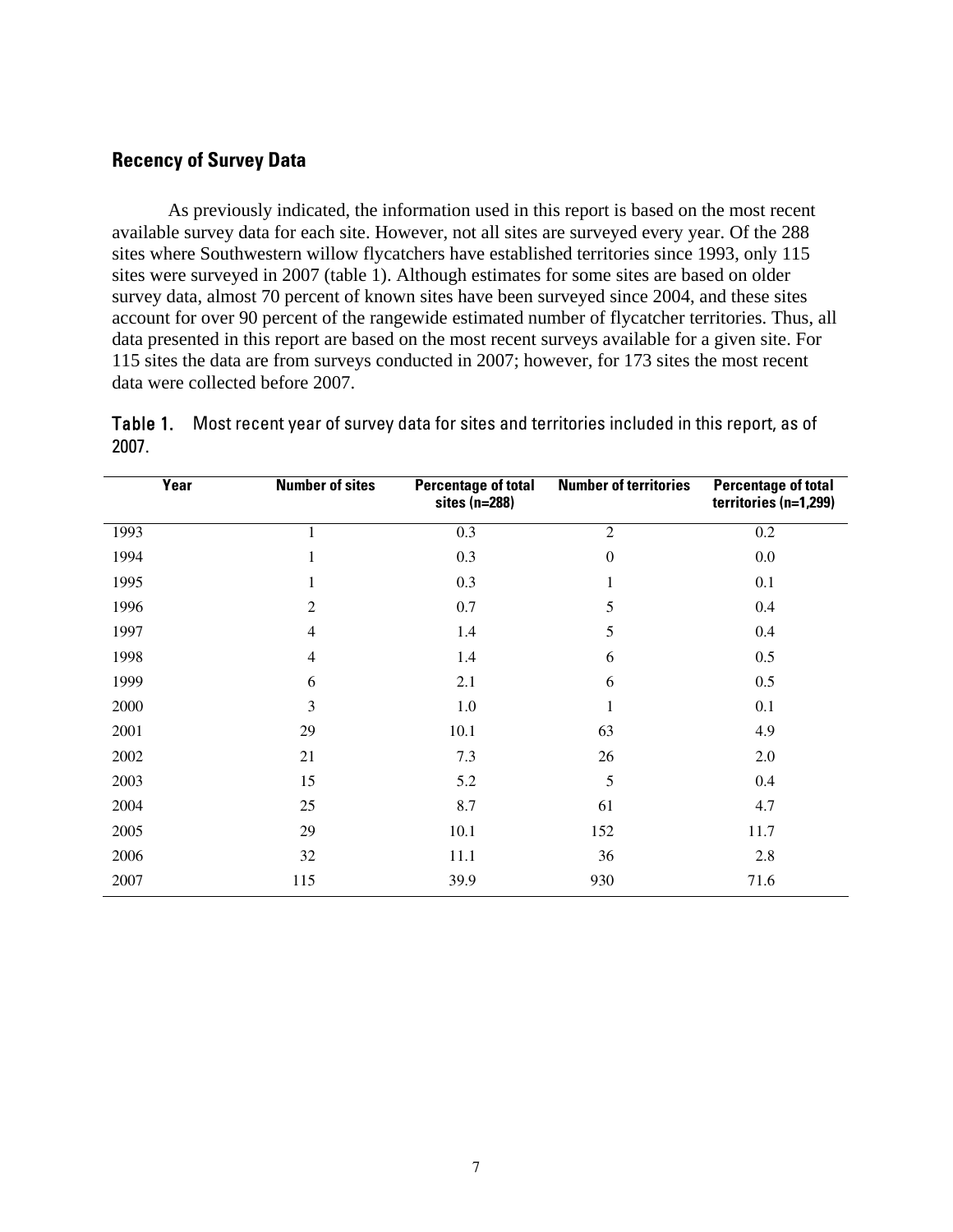## Recency of Survey Data

As previously indicated, the information used in this report is based on the most recent available survey data for each site. However, not all sites are surveyed every year. Of the 288 sites where Southwestern willow flycatchers have established territories since 1993, only 115 sites were surveyed in 2007 (table 1). Although estimates for some sites are based on older survey data, almost 70 percent of known sites have been surveyed since 2004, and these sites account for over 90 percent of the rangewide estimated number of flycatcher territories. Thus, all data presented in this report are based on the most recent surveys available for a given site. For 115 sites the data are from surveys conducted in 2007; however, for 173 sites the most recent data were collected before 2007.

**Table 1.** Most recent year of survey data for sites and territories included in this report, as of 2007.

| Year | Number of sites | Percentage of total sites (n=288) | Number of territories | Percentage of total territories (n=1,299) |
|---|---|---|---|---|
| 1993 | 1 | 0.3 | 2 | 0.2 |
| 1994 | 1 | 0.3 | 0 | 0.0 |
| 1995 | 1 | 0.3 | 1 | 0.1 |
| 1996 | 2 | 0.7 | 5 | 0.4 |
| 1997 | 4 | 1.4 | 5 | 0.4 |
| 1998 | 4 | 1.4 | 6 | 0.5 |
| 1999 | 6 | 2.1 | 6 | 0.5 |
| 2000 | 3 | 1.0 | 1 | 0.1 |
| 2001 | 29 | 10.1 | 63 | 4.9 |
| 2002 | 21 | 7.3 | 26 | 2.0 |
| 2003 | 15 | 5.2 | 5 | 0.4 |
| 2004 | 25 | 8.7 | 61 | 4.7 |
| 2005 | 29 | 10.1 | 152 | 11.7 |
| 2006 | 32 | 11.1 | 36 | 2.8 |
| 2007 | 115 | 39.9 | 930 | 71.6 |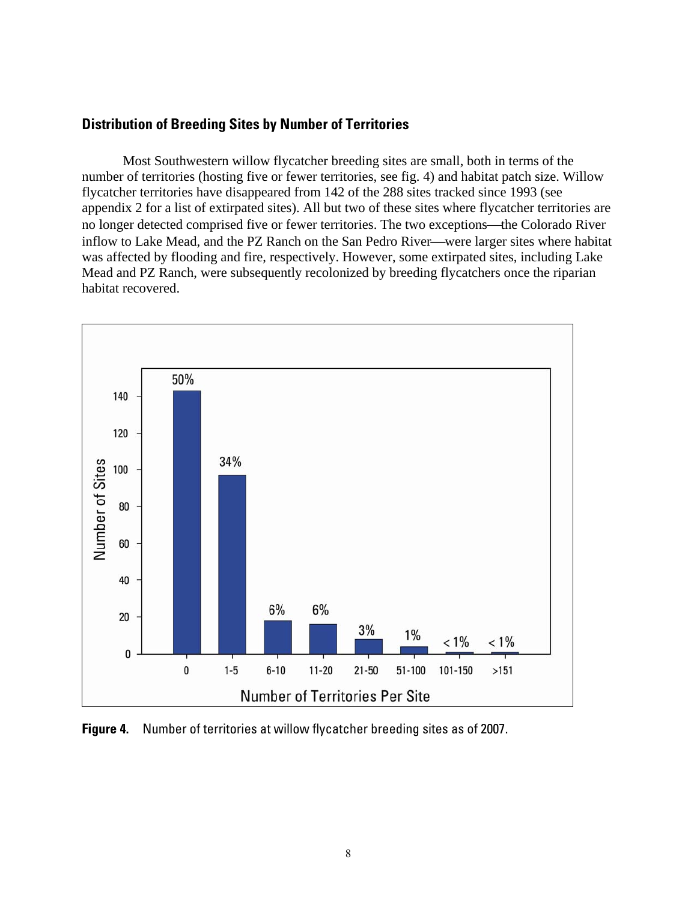### Distribution of Breeding Sites by Number of Territories

Most Southwestern willow flycatcher breeding sites are small, both in terms of the number of territories (hosting five or fewer territories, see fig. 4) and habitat patch size. Willow flycatcher territories have disappeared from 142 of the 288 sites tracked since 1993 (see appendix 2 for a list of extirpated sites). All but two of these sites where flycatcher territories are no longer detected comprised five or fewer territories. The two exceptions—the Colorado River inflow to Lake Mead, and the PZ Ranch on the San Pedro River—were larger sites where habitat was affected by flooding and fire, respectively. However, some extirpated sites, including Lake Mead and PZ Ranch, were subsequently recolonized by breeding flycatchers once the riparian habitat recovered.

**Figure 4.** Number of territories at willow flycatcher breeding sites as of 2007.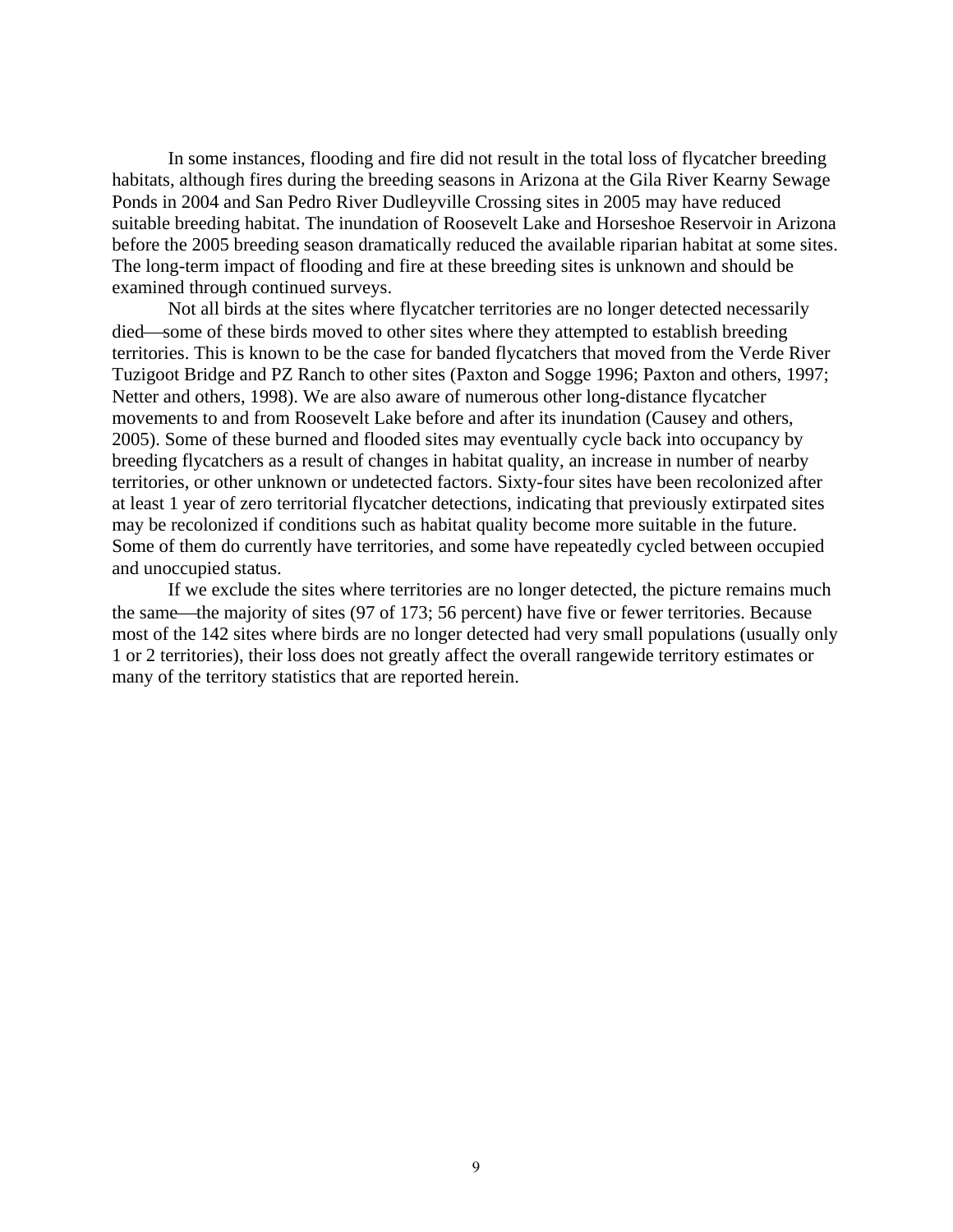In some instances, flooding and fire did not result in the total loss of flycatcher breeding habitats, although fires during the breeding seasons in Arizona at the Gila River Kearny Sewage Ponds in 2004 and San Pedro River Dudleyville Crossing sites in 2005 may have reduced suitable breeding habitat. The inundation of Roosevelt Lake and Horseshoe Reservoir in Arizona before the 2005 breeding season dramatically reduced the available riparian habitat at some sites. The long-term impact of flooding and fire at these breeding sites is unknown and should be examined through continued surveys.

Not all birds at the sites where flycatcher territories are no longer detected necessarily died—some of these birds moved to other sites where they attempted to establish breeding territories. This is known to be the case for banded flycatchers that moved from the Verde River Tuzigoot Bridge and PZ Ranch to other sites (Paxton and Sogge 1996; Paxton and others, 1997; Netter and others, 1998). We are also aware of numerous other long-distance flycatcher movements to and from Roosevelt Lake before and after its inundation (Causey and others, 2005). Some of these burned and flooded sites may eventually cycle back into occupancy by breeding flycatchers as a result of changes in habitat quality, an increase in number of nearby territories, or other unknown or undetected factors. Sixty-four sites have been recolonized after at least 1 year of zero territorial flycatcher detections, indicating that previously extirpated sites may be recolonized if conditions such as habitat quality become more suitable in the future. Some of them do currently have territories, and some have repeatedly cycled between occupied and unoccupied status.

If we exclude the sites where territories are no longer detected, the picture remains much the same—the majority of sites (97 of 173; 56 percent) have five or fewer territories. Because most of the 142 sites where birds are no longer detected had very small populations (usually only 1 or 2 territories), their loss does not greatly affect the overall rangewide territory estimates or many of the territory statistics that are reported herein.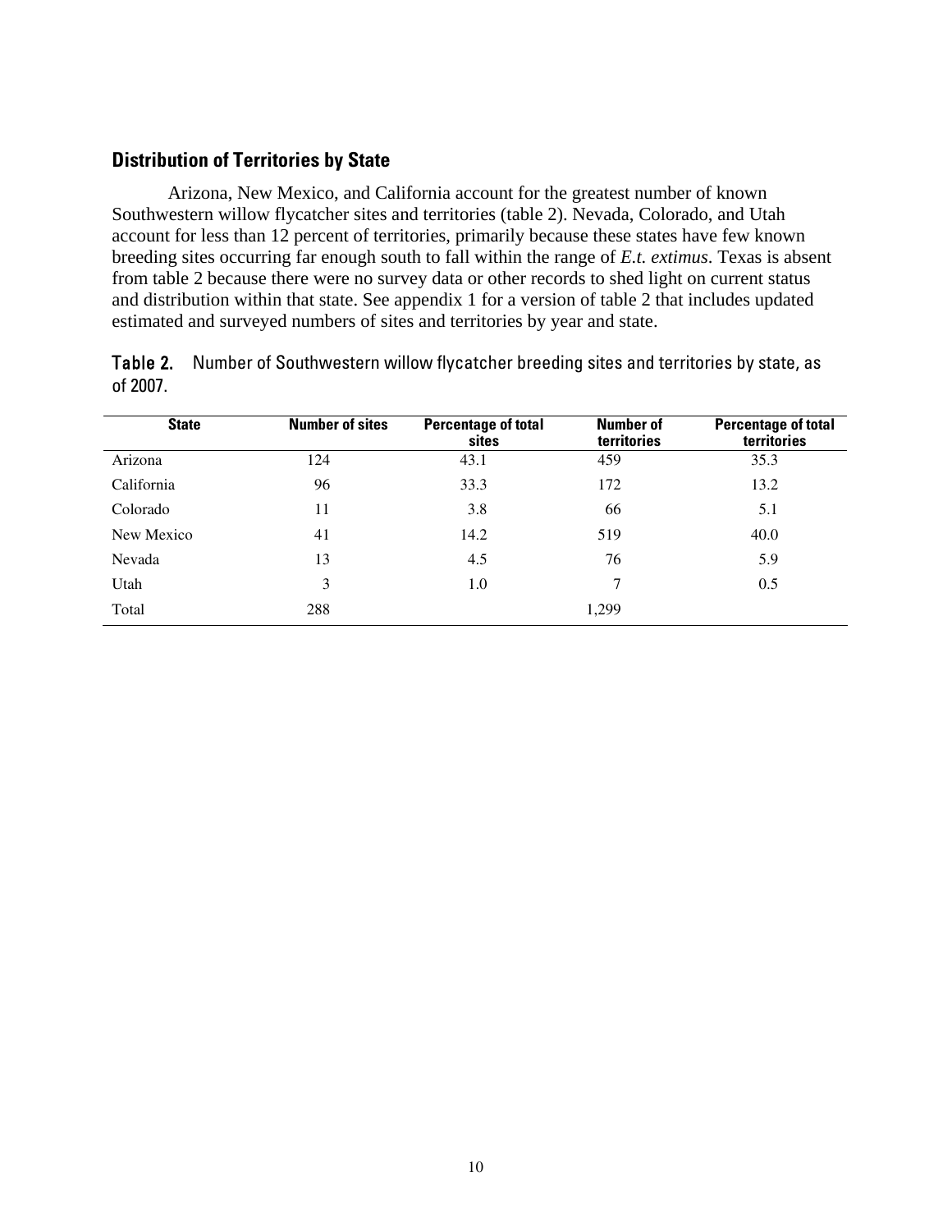## Distribution of Territories by State

Arizona, New Mexico, and California account for the greatest number of known Southwestern willow flycatcher sites and territories (table 2). Nevada, Colorado, and Utah account for less than 12 percent of territories, primarily because these states have few known breeding sites occurring far enough south to fall within the range of *E.t. extimus*. Texas is absent from table 2 because there were no survey data or other records to shed light on current status and distribution within that state. See appendix 1 for a version of table 2 that includes updated estimated and surveyed numbers of sites and territories by year and state.

**Table 2.** Number of Southwestern willow flycatcher breeding sites and territories by state, as of 2007.

| State | Number of sites | Percentage of total sites | Number of territories | Percentage of total territories |
|---|---|---|---|---|
| Arizona | 124 | 43.1 | 459 | 35.3 |
| California | 96 | 33.3 | 172 | 13.2 |
| Colorado | 11 | 3.8 | 66 | 5.1 |
| New Mexico | 41 | 14.2 | 519 | 40.0 |
| Nevada | 13 | 4.5 | 76 | 5.9 |
| Utah | 3 | 1.0 | 7 | 0.5 |
| Total | 288 | | 1,299 | |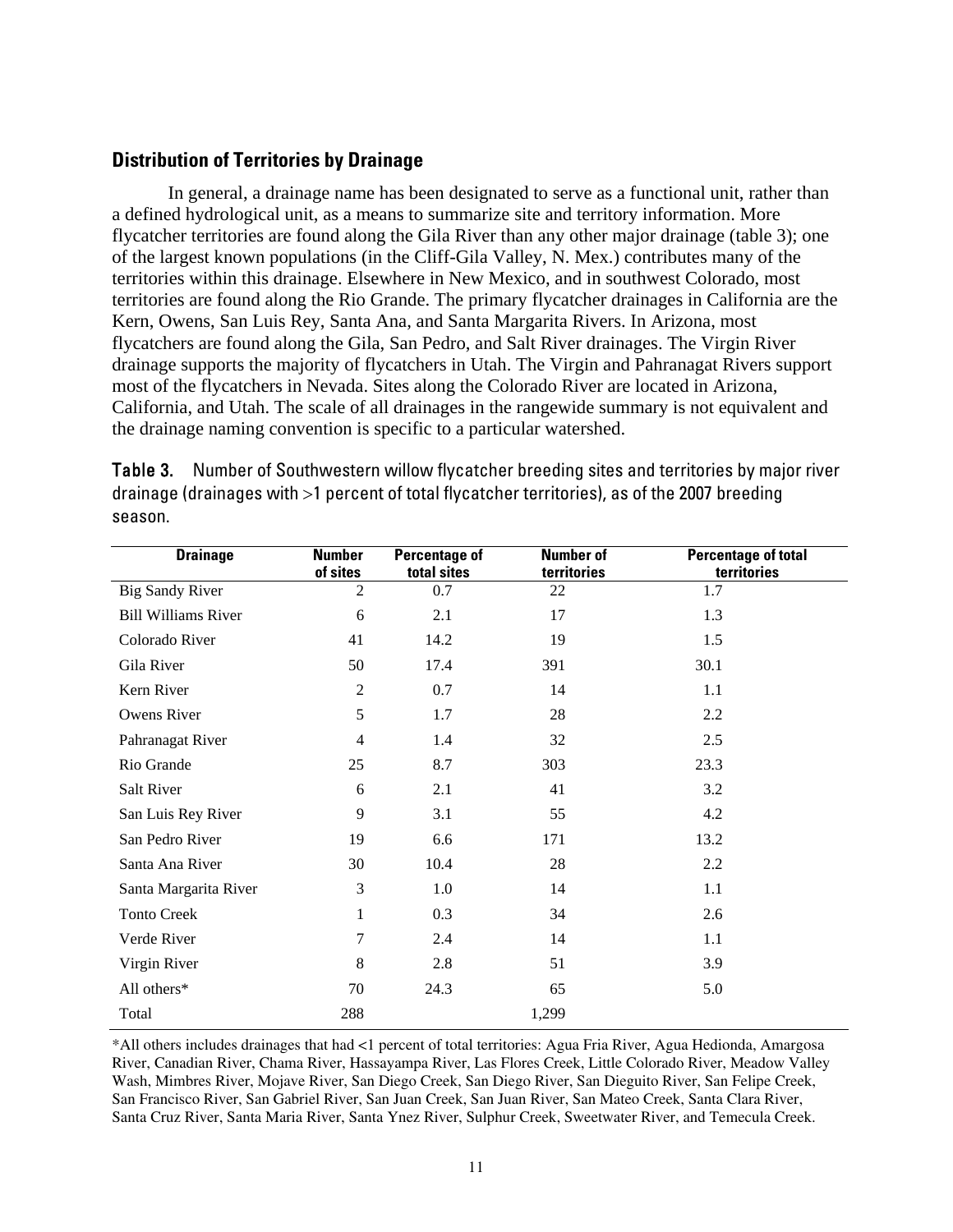## Distribution of Territories by Drainage

In general, a drainage name has been designated to serve as a functional unit, rather than a defined hydrological unit, as a means to summarize site and territory information. More flycatcher territories are found along the Gila River than any other major drainage (table 3); one of the largest known populations (in the Cliff-Gila Valley, N. Mex.) contributes many of the territories within this drainage. Elsewhere in New Mexico, and in southwest Colorado, most territories are found along the Rio Grande. The primary flycatcher drainages in California are the Kern, Owens, San Luis Rey, Santa Ana, and Santa Margarita Rivers. In Arizona, most flycatchers are found along the Gila, San Pedro, and Salt River drainages. The Virgin River drainage supports the majority of flycatchers in Utah. The Virgin and Pahranagat Rivers support most of the flycatchers in Nevada. Sites along the Colorado River are located in Arizona, California, and Utah. The scale of all drainages in the rangewide summary is not equivalent and the drainage naming convention is specific to a particular watershed.

**Table 3.** Number of Southwestern willow flycatcher breeding sites and territories by major river drainage (drainages with >1 percent of total flycatcher territories), as of the 2007 breeding season.

| Drainage | Number of sites | Percentage of total sites | Number of territories | Percentage of total territories |
|---|---|---|---|---|
| Big Sandy River | 2 | 0.7 | 22 | 1.7 |
| Bill Williams River | 6 | 2.1 | 17 | 1.3 |
| Colorado River | 41 | 14.2 | 19 | 1.5 |
| Gila River | 50 | 17.4 | 391 | 30.1 |
| Kern River | 2 | 0.7 | 14 | 1.1 |
| Owens River | 5 | 1.7 | 28 | 2.2 |
| Pahranagat River | 4 | 1.4 | 32 | 2.5 |
| Rio Grande | 25 | 8.7 | 303 | 23.3 |
| Salt River | 6 | 2.1 | 41 | 3.2 |
| San Luis Rey River | 9 | 3.1 | 55 | 4.2 |
| San Pedro River | 19 | 6.6 | 171 | 13.2 |
| Santa Ana River | 30 | 10.4 | 28 | 2.2 |
| Santa Margarita River | 3 | 1.0 | 14 | 1.1 |
| Tonto Creek | 1 | 0.3 | 34 | 2.6 |
| Verde River | 7 | 2.4 | 14 | 1.1 |
| Virgin River | 8 | 2.8 | 51 | 3.9 |
| All others* | 70 | 24.3 | 65 | 5.0 |
| Total | 288 | | 1,299 | |

*All others includes drainages that had <1 percent of total territories: Agua Fria River, Agua Hedionda, Amargosa River, Canadian River, Chama River, Hassayampa River, Las Flores Creek, Little Colorado River, Meadow Valley Wash, Mimbres River, Mojave River, San Diego Creek, San Diego River, San Dieguito River, San Felipe Creek, San Francisco River, San Gabriel River, San Juan Creek, San Juan River, San Mateo Creek, Santa Clara River, Santa Cruz River, Santa Maria River, Santa Ynez River, Sulphur Creek, Sweetwater River, and Temecula Creek.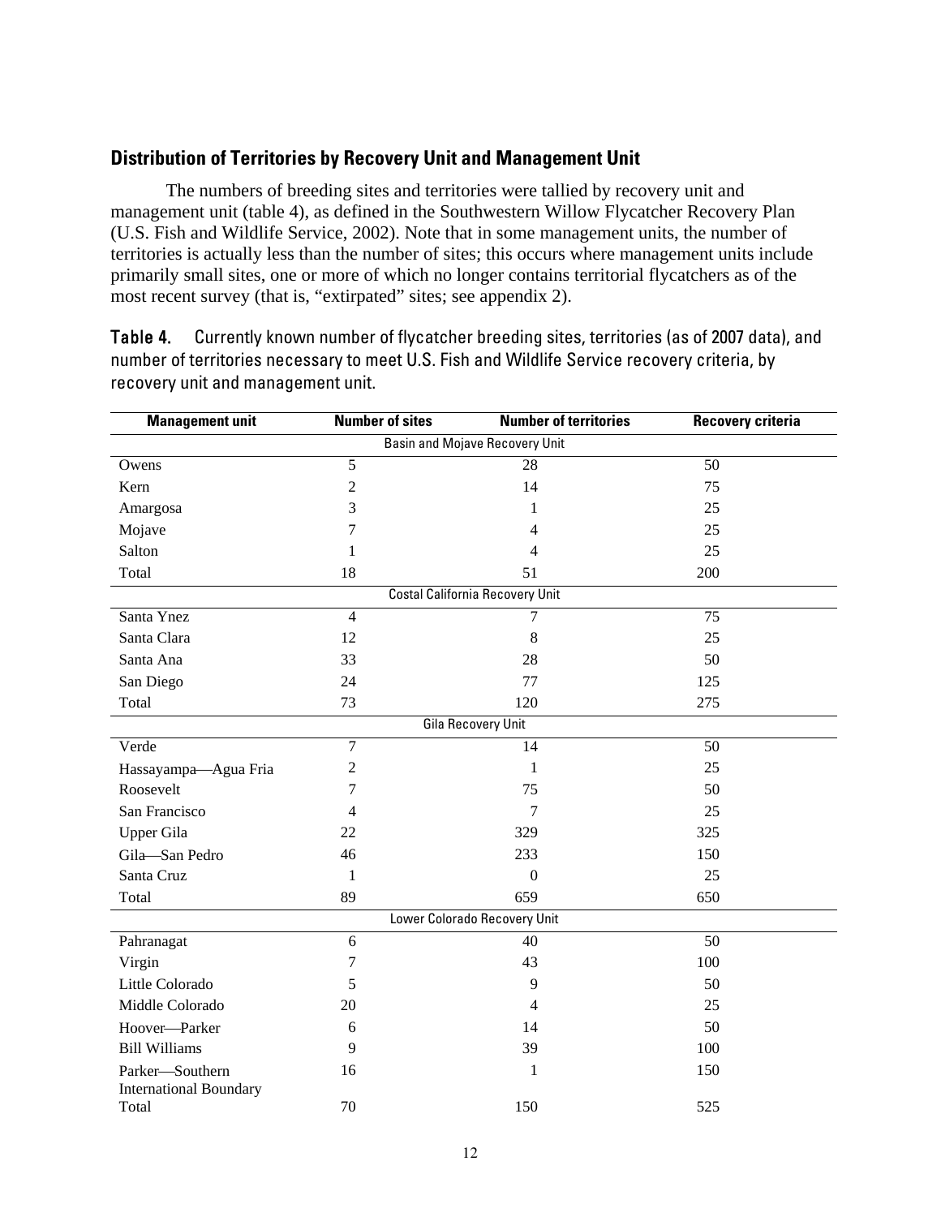## Distribution of Territories by Recovery Unit and Management Unit

The numbers of breeding sites and territories were tallied by recovery unit and management unit (table 4), as defined in the Southwestern Willow Flycatcher Recovery Plan (U.S. Fish and Wildlife Service, 2002). Note that in some management units, the number of territories is actually less than the number of sites; this occurs where management units include primarily small sites, one or more of which no longer contains territorial flycatchers as of the most recent survey (that is, "extirpated" sites; see appendix 2).

**Table 4.** Currently known number of flycatcher breeding sites, territories (as of 2007 data), and number of territories necessary to meet U.S. Fish and Wildlife Service recovery criteria, by recovery unit and management unit.

| Management unit | Number of sites | Number of territories | Recovery criteria |
|---|---|---|---|
| **Basin and Mojave Recovery Unit** | | | |
| Owens | 5 | 28 | 50 |
| Kern | 2 | 14 | 75 |
| Amargosa | 3 | 1 | 25 |
| Mojave | 7 | 4 | 25 |
| Salton | 1 | 4 | 25 |
| Total | 18 | 51 | 200 |
| **Costal California Recovery Unit** | | | |
| Santa Ynez | 4 | 7 | 75 |
| Santa Clara | 12 | 8 | 25 |
| Santa Ana | 33 | 28 | 50 |
| San Diego | 24 | 77 | 125 |
| Total | 73 | 120 | 275 |
| **Gila Recovery Unit** | | | |
| Verde | 7 | 14 | 50 |
| Hassayampa—Agua Fria | 2 | 1 | 25 |
| Roosevelt | 7 | 75 | 50 |
| San Francisco | 4 | 7 | 25 |
| Upper Gila | 22 | 329 | 325 |
| Gila—San Pedro | 46 | 233 | 150 |
| Santa Cruz | 1 | 0 | 25 |
| Total | 89 | 659 | 650 |
| **Lower Colorado Recovery Unit** | | | |
| Pahranagat | 6 | 40 | 50 |
| Virgin | 7 | 43 | 100 |
| Little Colorado | 5 | 9 | 50 |
| Middle Colorado | 20 | 4 | 25 |
| Hoover—Parker | 6 | 14 | 50 |
| Bill Williams | 9 | 39 | 100 |
| Parker—Southern International Boundary | 16 | 1 | 150 |
| Total | 70 | 150 | 525 |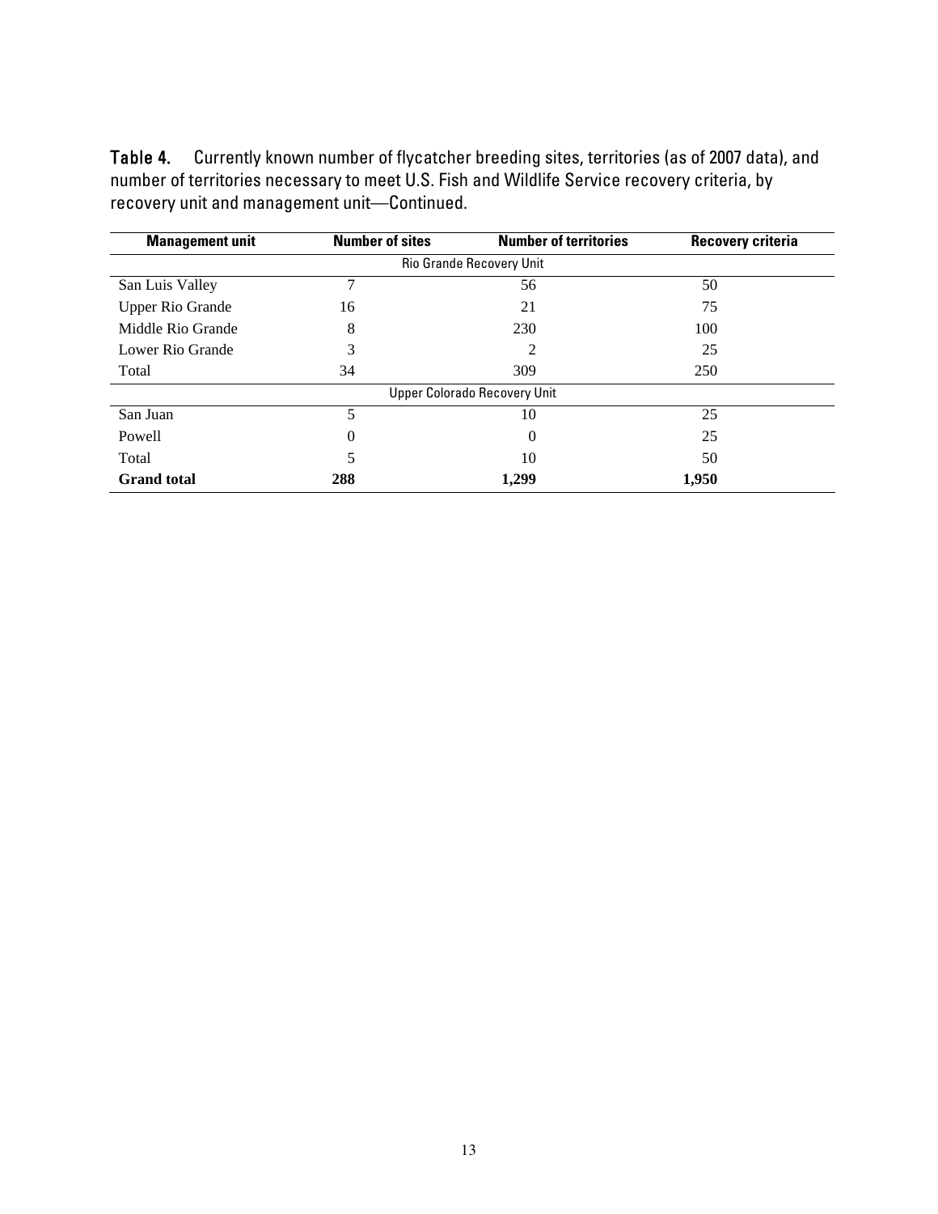**Table 4.** Currently known number of flycatcher breeding sites, territories (as of 2007 data), and number of territories necessary to meet U.S. Fish and Wildlife Service recovery criteria, by recovery unit and management unit—Continued.

| Management unit | Number of sites | Number of territories | Recovery criteria |
|---|---|---|---|
| Rio Grande Recovery Unit | | | |
| San Luis Valley | 7 | 56 | 50 |
| Upper Rio Grande | 16 | 21 | 75 |
| Middle Rio Grande | 8 | 230 | 100 |
| Lower Rio Grande | 3 | 2 | 25 |
| Total | 34 | 309 | 250 |
| Upper Colorado Recovery Unit | | | |
| San Juan | 5 | 10 | 25 |
| Powell | 0 | 0 | 25 |
| Total | 5 | 10 | 50 |
| **Grand total** | **288** | **1,299** | **1,950** |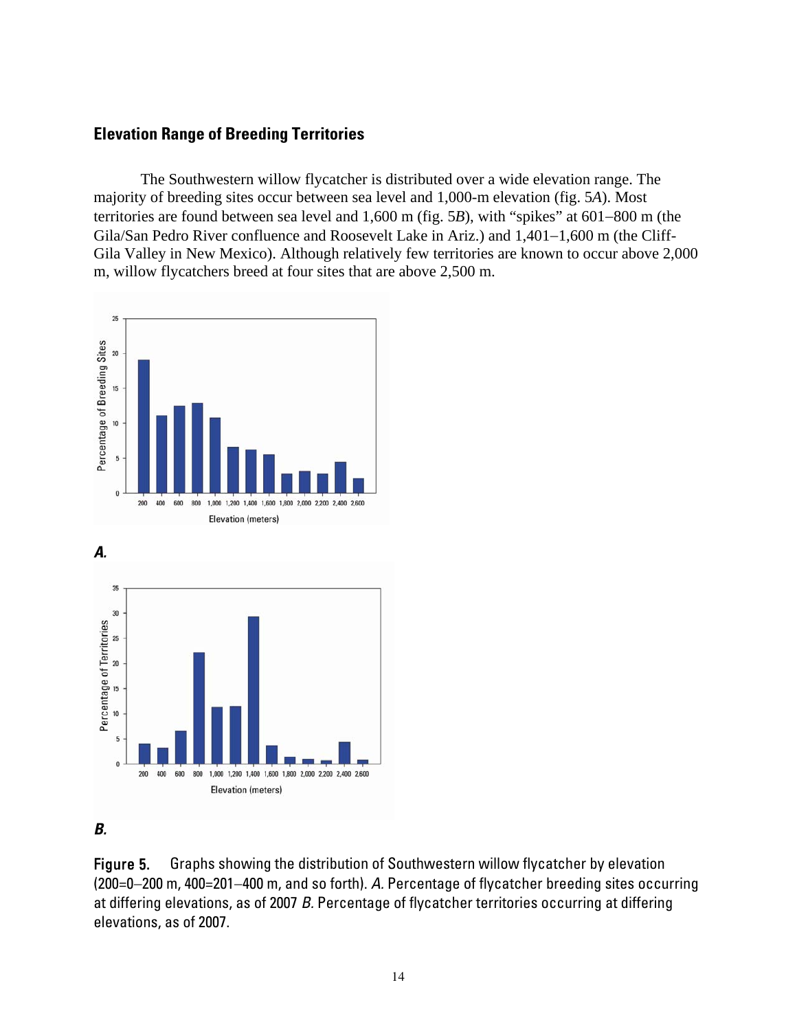## Elevation Range of Breeding Territories

The Southwestern willow flycatcher is distributed over a wide elevation range. The majority of breeding sites occur between sea level and 1,000-m elevation (fig. 5*A*). Most territories are found between sea level and 1,600 m (fig. 5*B*), with "spikes" at 601–800 m (the Gila/San Pedro River confluence and Roosevelt Lake in Ariz.) and 1,401–1,600 m (the Cliff-Gila Valley in New Mexico). Although relatively few territories are known to occur above 2,000 m, willow flycatchers breed at four sites that are above 2,500 m.

*A.*

*B.*

**Figure 5.** Graphs showing the distribution of Southwestern willow flycatcher by elevation (200=0–200 m, 400=201–400 m, and so forth). *A.* Percentage of flycatcher breeding sites occurring at differing elevations, as of 2007 *B.* Percentage of flycatcher territories occurring at differing elevations, as of 2007.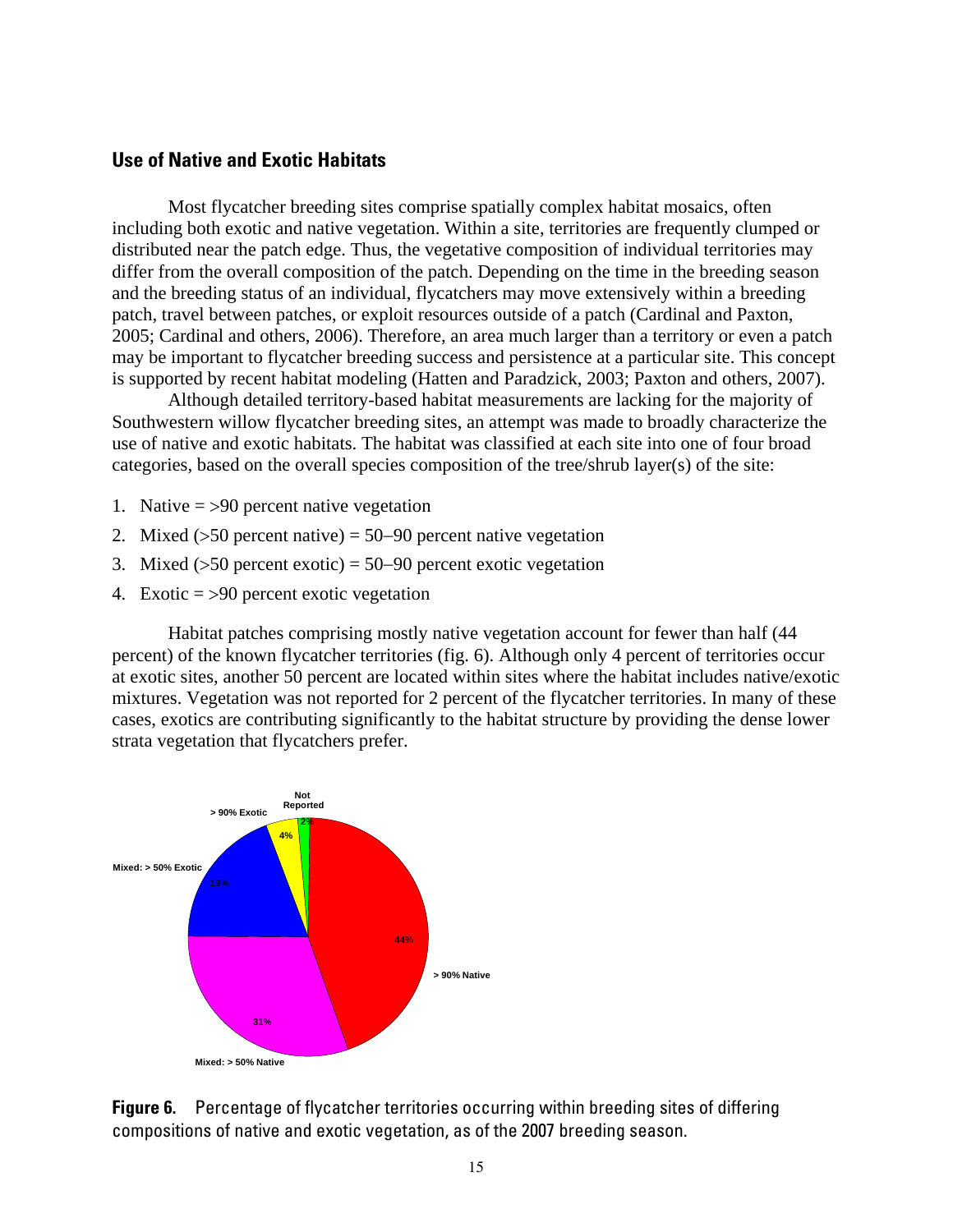## Use of Native and Exotic Habitats

Most flycatcher breeding sites comprise spatially complex habitat mosaics, often including both exotic and native vegetation. Within a site, territories are frequently clumped or distributed near the patch edge. Thus, the vegetative composition of individual territories may differ from the overall composition of the patch. Depending on the time in the breeding season and the breeding status of an individual, flycatchers may move extensively within a breeding patch, travel between patches, or exploit resources outside of a patch (Cardinal and Paxton, 2005; Cardinal and others, 2006). Therefore, an area much larger than a territory or even a patch may be important to flycatcher breeding success and persistence at a particular site. This concept is supported by recent habitat modeling (Hatten and Paradzick, 2003; Paxton and others, 2007).

Although detailed territory-based habitat measurements are lacking for the majority of Southwestern willow flycatcher breeding sites, an attempt was made to broadly characterize the use of native and exotic habitats. The habitat was classified at each site into one of four broad categories, based on the overall species composition of the tree/shrub layer(s) of the site:

1. Native = >90 percent native vegetation
2. Mixed (>50 percent native) = 50–90 percent native vegetation
3. Mixed (>50 percent exotic) = 50–90 percent exotic vegetation
4. Exotic = >90 percent exotic vegetation

Habitat patches comprising mostly native vegetation account for fewer than half (44 percent) of the known flycatcher territories (fig. 6). Although only 4 percent of territories occur at exotic sites, another 50 percent are located within sites where the habitat includes native/exotic mixtures. Vegetation was not reported for 2 percent of the flycatcher territories. In many of these cases, exotics are contributing significantly to the habitat structure by providing the dense lower strata vegetation that flycatchers prefer.

| Category | Percent |
|---|---|
| > 90% Native | 44% |
| Mixed: > 50% Native | 31% |
| Mixed: > 50% Exotic | 19% |
| > 90% Exotic | 4% |
| Not Reported | 2% |

**Figure 6.** Percentage of flycatcher territories occurring within breeding sites of differing compositions of native and exotic vegetation, as of the 2007 breeding season.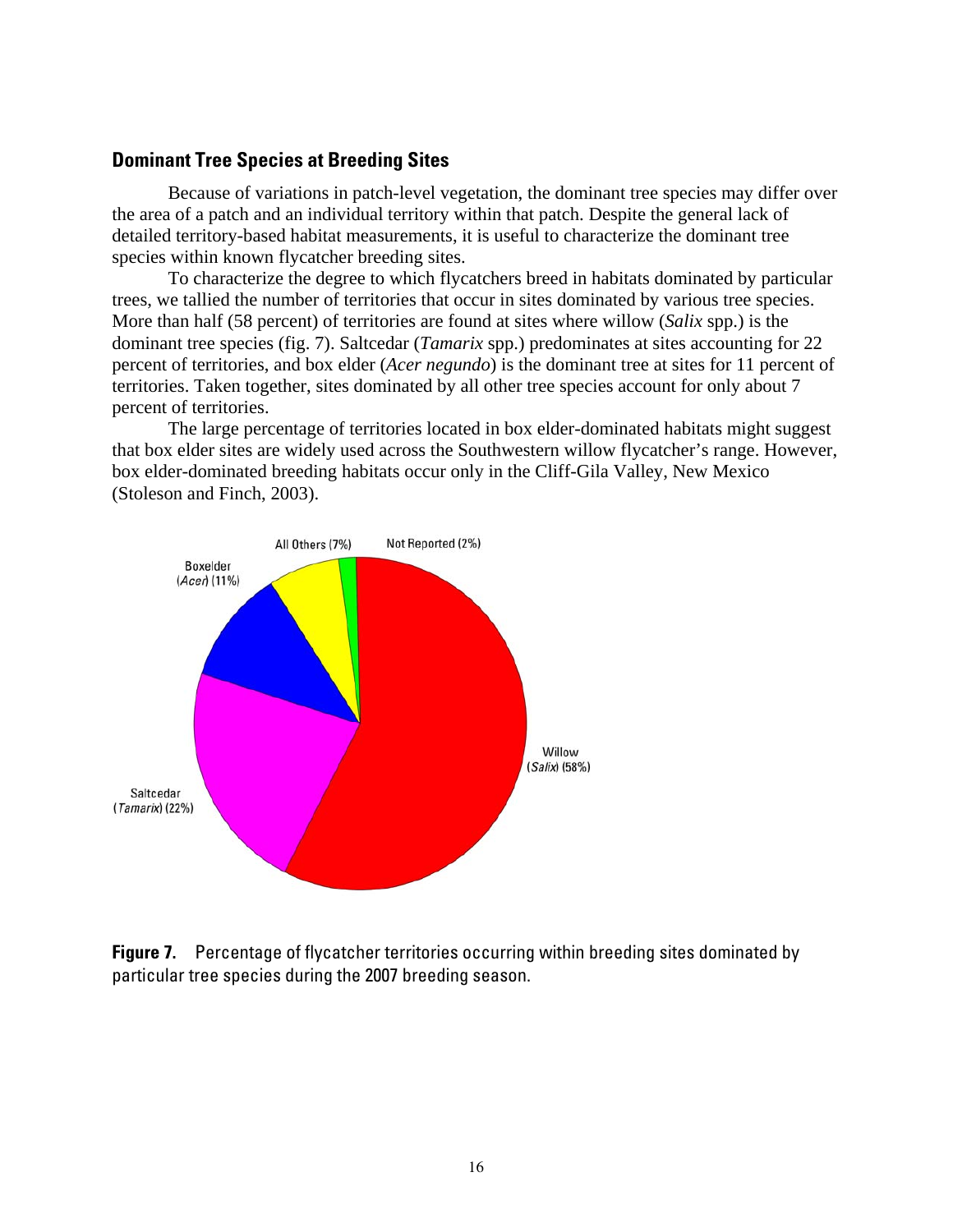## Dominant Tree Species at Breeding Sites

Because of variations in patch-level vegetation, the dominant tree species may differ over the area of a patch and an individual territory within that patch. Despite the general lack of detailed territory-based habitat measurements, it is useful to characterize the dominant tree species within known flycatcher breeding sites.

To characterize the degree to which flycatchers breed in habitats dominated by particular trees, we tallied the number of territories that occur in sites dominated by various tree species. More than half (58 percent) of territories are found at sites where willow (*Salix* spp.) is the dominant tree species (fig. 7). Saltcedar (*Tamarix* spp.) predominates at sites accounting for 22 percent of territories, and box elder (*Acer negundo*) is the dominant tree at sites for 11 percent of territories. Taken together, sites dominated by all other tree species account for only about 7 percent of territories.

The large percentage of territories located in box elder-dominated habitats might suggest that box elder sites are widely used across the Southwestern willow flycatcher's range. However, box elder-dominated breeding habitats occur only in the Cliff-Gila Valley, New Mexico (Stoleson and Finch, 2003).

All Others (7%)

Not Reported (2%)

Boxelder (*Acer*) (11%)

Willow (*Salix*) (58%)

Saltcedar (*Tamarix*) (22%)

**Figure 7.** Percentage of flycatcher territories occurring within breeding sites dominated by particular tree species during the 2007 breeding season.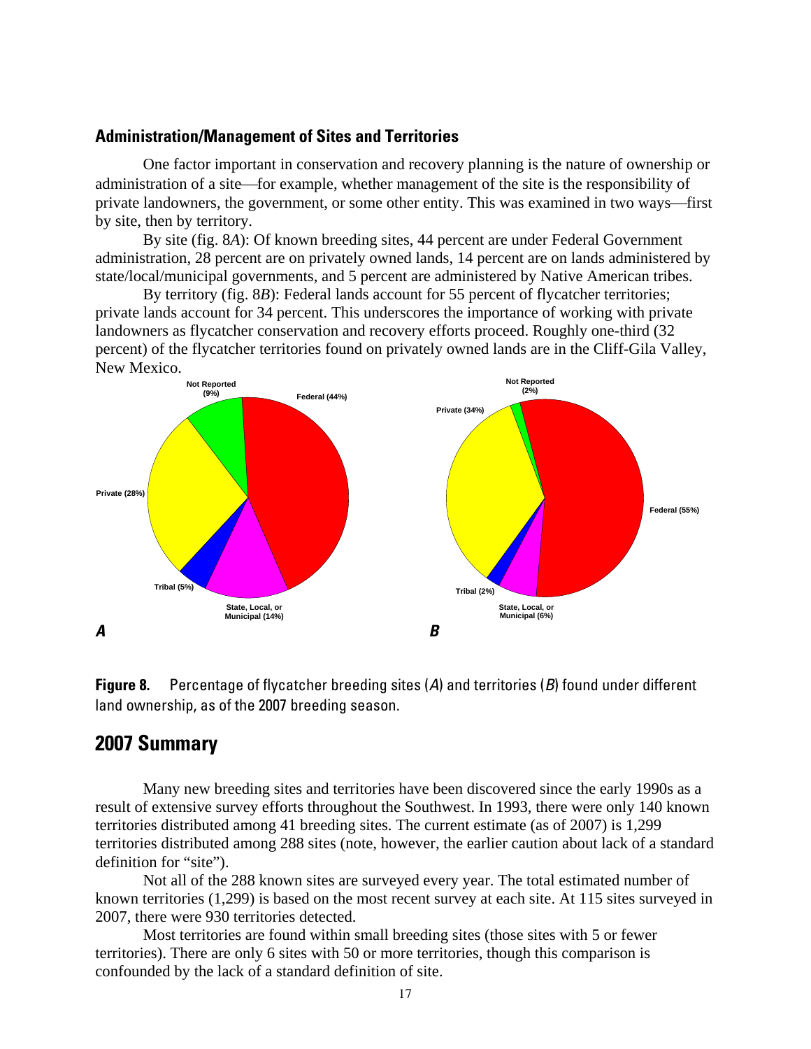### Administration/Management of Sites and Territories

One factor important in conservation and recovery planning is the nature of ownership or administration of a site—for example, whether management of the site is the responsibility of private landowners, the government, or some other entity. This was examined in two ways—first by site, then by territory.

By site (fig. 8*A*): Of known breeding sites, 44 percent are under Federal Government administration, 28 percent are on privately owned lands, 14 percent are on lands administered by state/local/municipal governments, and 5 percent are administered by Native American tribes.

By territory (fig. 8*B*): Federal lands account for 55 percent of flycatcher territories; private lands account for 34 percent. This underscores the importance of working with private landowners as flycatcher conservation and recovery efforts proceed. Roughly one-third (32 percent) of the flycatcher territories found on privately owned lands are in the Cliff-Gila Valley, New Mexico.

**Figure 8.** Percentage of flycatcher breeding sites (*A*) and territories (*B*) found under different land ownership, as of the 2007 breeding season.

## 2007 Summary

Many new breeding sites and territories have been discovered since the early 1990s as a result of extensive survey efforts throughout the Southwest. In 1993, there were only 140 known territories distributed among 41 breeding sites. The current estimate (as of 2007) is 1,299 territories distributed among 288 sites (note, however, the earlier caution about lack of a standard definition for "site").

Not all of the 288 known sites are surveyed every year. The total estimated number of known territories (1,299) is based on the most recent survey at each site. At 115 sites surveyed in 2007, there were 930 territories detected.

Most territories are found within small breeding sites (those sites with 5 or fewer territories). There are only 6 sites with 50 or more territories, though this comparison is confounded by the lack of a standard definition of site.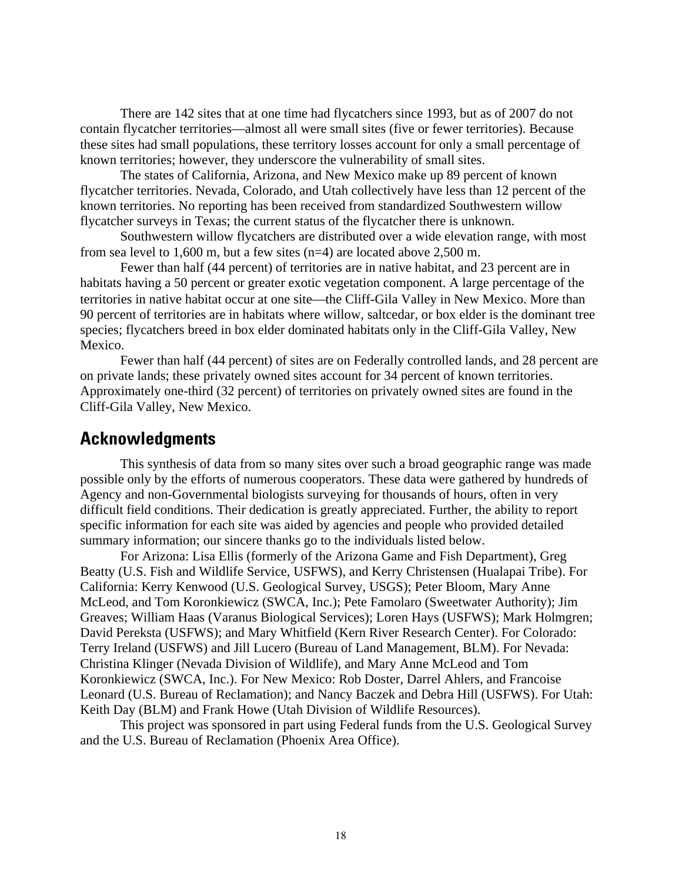There are 142 sites that at one time had flycatchers since 1993, but as of 2007 do not contain flycatcher territories—almost all were small sites (five or fewer territories). Because these sites had small populations, these territory losses account for only a small percentage of known territories; however, they underscore the vulnerability of small sites.

The states of California, Arizona, and New Mexico make up 89 percent of known flycatcher territories. Nevada, Colorado, and Utah collectively have less than 12 percent of the known territories. No reporting has been received from standardized Southwestern willow flycatcher surveys in Texas; the current status of the flycatcher there is unknown.

Southwestern willow flycatchers are distributed over a wide elevation range, with most from sea level to 1,600 m, but a few sites (n=4) are located above 2,500 m.

Fewer than half (44 percent) of territories are in native habitat, and 23 percent are in habitats having a 50 percent or greater exotic vegetation component. A large percentage of the territories in native habitat occur at one site—the Cliff-Gila Valley in New Mexico. More than 90 percent of territories are in habitats where willow, saltcedar, or box elder is the dominant tree species; flycatchers breed in box elder dominated habitats only in the Cliff-Gila Valley, New Mexico.

Fewer than half (44 percent) of sites are on Federally controlled lands, and 28 percent are on private lands; these privately owned sites account for 34 percent of known territories. Approximately one-third (32 percent) of territories on privately owned sites are found in the Cliff-Gila Valley, New Mexico.

## Acknowledgments

This synthesis of data from so many sites over such a broad geographic range was made possible only by the efforts of numerous cooperators. These data were gathered by hundreds of Agency and non-Governmental biologists surveying for thousands of hours, often in very difficult field conditions. Their dedication is greatly appreciated. Further, the ability to report specific information for each site was aided by agencies and people who provided detailed summary information; our sincere thanks go to the individuals listed below.

For Arizona: Lisa Ellis (formerly of the Arizona Game and Fish Department), Greg Beatty (U.S. Fish and Wildlife Service, USFWS), and Kerry Christensen (Hualapai Tribe). For California: Kerry Kenwood (U.S. Geological Survey, USGS); Peter Bloom, Mary Anne McLeod, and Tom Koronkiewicz (SWCA, Inc.); Pete Famolaro (Sweetwater Authority); Jim Greaves; William Haas (Varanus Biological Services); Loren Hays (USFWS); Mark Holmgren; David Pereksta (USFWS); and Mary Whitfield (Kern River Research Center). For Colorado: Terry Ireland (USFWS) and Jill Lucero (Bureau of Land Management, BLM). For Nevada: Christina Klinger (Nevada Division of Wildlife), and Mary Anne McLeod and Tom Koronkiewicz (SWCA, Inc.). For New Mexico: Rob Doster, Darrel Ahlers, and Francoise Leonard (U.S. Bureau of Reclamation); and Nancy Baczek and Debra Hill (USFWS). For Utah: Keith Day (BLM) and Frank Howe (Utah Division of Wildlife Resources).

This project was sponsored in part using Federal funds from the U.S. Geological Survey and the U.S. Bureau of Reclamation (Phoenix Area Office).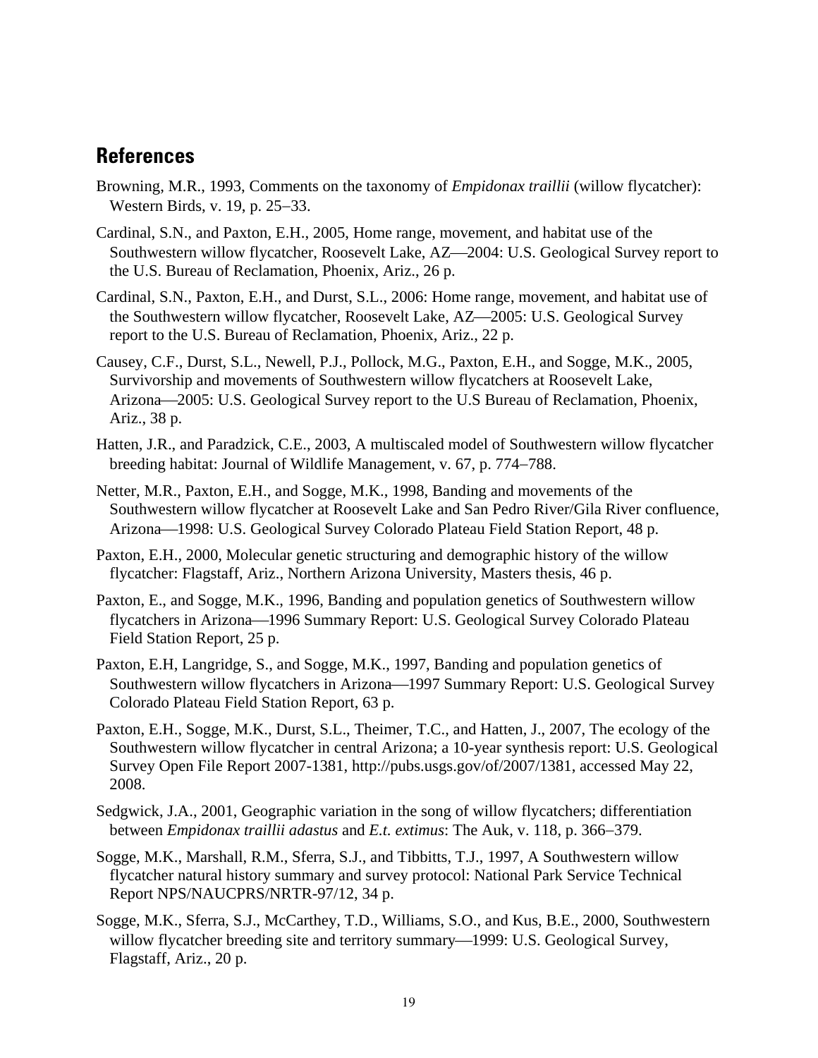## References

Browning, M.R., 1993, Comments on the taxonomy of *Empidonax traillii* (willow flycatcher): Western Birds, v. 19, p. 25–33.

Cardinal, S.N., and Paxton, E.H., 2005, Home range, movement, and habitat use of the Southwestern willow flycatcher, Roosevelt Lake, AZ—2004: U.S. Geological Survey report to the U.S. Bureau of Reclamation, Phoenix, Ariz., 26 p.

Cardinal, S.N., Paxton, E.H., and Durst, S.L., 2006: Home range, movement, and habitat use of the Southwestern willow flycatcher, Roosevelt Lake, AZ—2005: U.S. Geological Survey report to the U.S. Bureau of Reclamation, Phoenix, Ariz., 22 p.

Causey, C.F., Durst, S.L., Newell, P.J., Pollock, M.G., Paxton, E.H., and Sogge, M.K., 2005, Survivorship and movements of Southwestern willow flycatchers at Roosevelt Lake, Arizona—2005: U.S. Geological Survey report to the U.S Bureau of Reclamation, Phoenix, Ariz., 38 p.

Hatten, J.R., and Paradzick, C.E., 2003, A multiscaled model of Southwestern willow flycatcher breeding habitat: Journal of Wildlife Management, v. 67, p. 774–788.

Netter, M.R., Paxton, E.H., and Sogge, M.K., 1998, Banding and movements of the Southwestern willow flycatcher at Roosevelt Lake and San Pedro River/Gila River confluence, Arizona—1998: U.S. Geological Survey Colorado Plateau Field Station Report, 48 p.

Paxton, E.H., 2000, Molecular genetic structuring and demographic history of the willow flycatcher: Flagstaff, Ariz., Northern Arizona University, Masters thesis, 46 p.

Paxton, E., and Sogge, M.K., 1996, Banding and population genetics of Southwestern willow flycatchers in Arizona—1996 Summary Report: U.S. Geological Survey Colorado Plateau Field Station Report, 25 p.

Paxton, E.H, Langridge, S., and Sogge, M.K., 1997, Banding and population genetics of Southwestern willow flycatchers in Arizona—1997 Summary Report: U.S. Geological Survey Colorado Plateau Field Station Report, 63 p.

Paxton, E.H., Sogge, M.K., Durst, S.L., Theimer, T.C., and Hatten, J., 2007, The ecology of the Southwestern willow flycatcher in central Arizona; a 10-year synthesis report: U.S. Geological Survey Open File Report 2007-1381, http://pubs.usgs.gov/of/2007/1381, accessed May 22, 2008.

Sedgwick, J.A., 2001, Geographic variation in the song of willow flycatchers; differentiation between *Empidonax traillii adastus* and *E.t. extimus*: The Auk, v. 118, p. 366–379.

Sogge, M.K., Marshall, R.M., Sferra, S.J., and Tibbitts, T.J., 1997, A Southwestern willow flycatcher natural history summary and survey protocol: National Park Service Technical Report NPS/NAUCPRS/NRTR-97/12, 34 p.

Sogge, M.K., Sferra, S.J., McCarthey, T.D., Williams, S.O., and Kus, B.E., 2000, Southwestern willow flycatcher breeding site and territory summary—1999: U.S. Geological Survey, Flagstaff, Ariz., 20 p.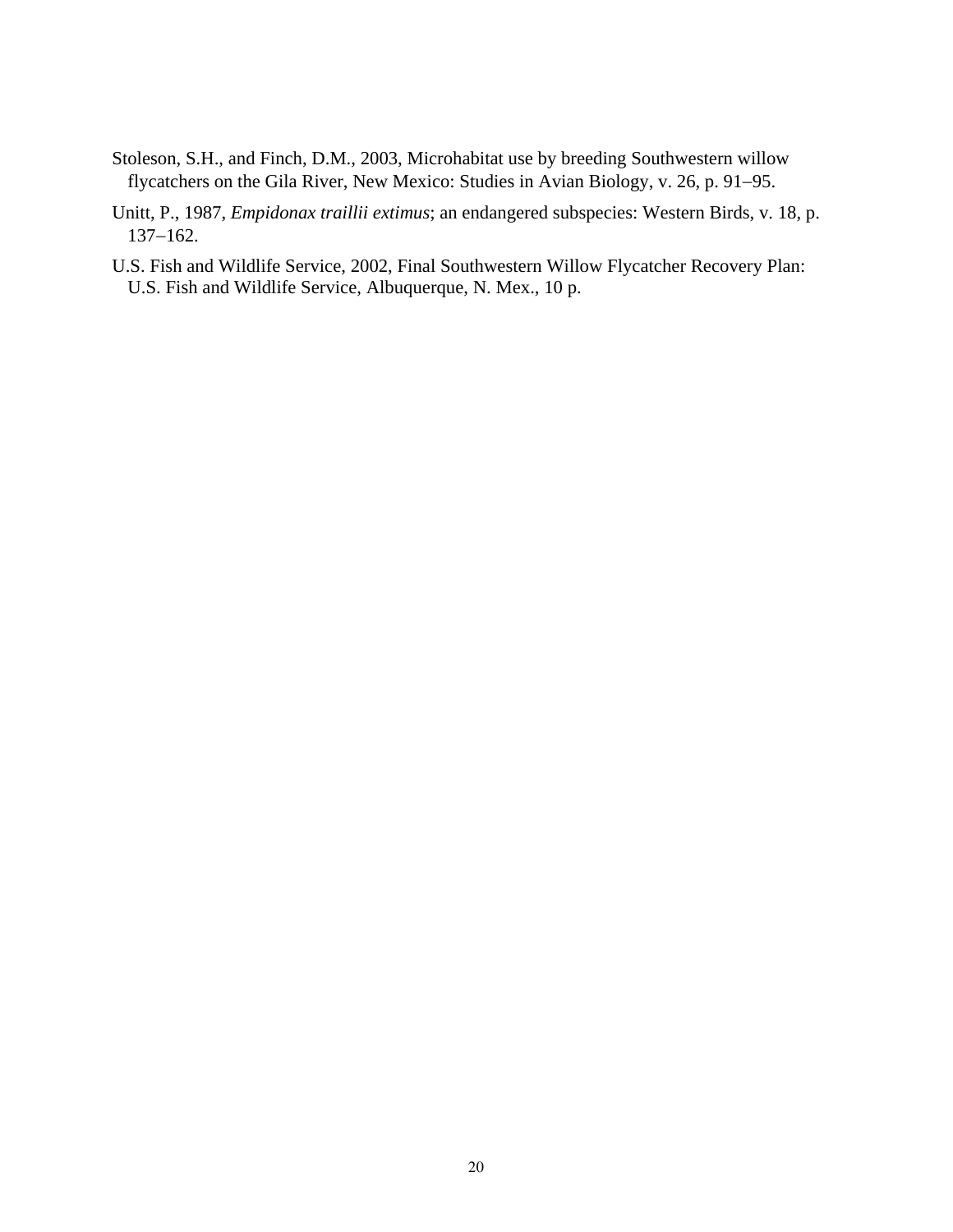Stoleson, S.H., and Finch, D.M., 2003, Microhabitat use by breeding Southwestern willow flycatchers on the Gila River, New Mexico: Studies in Avian Biology, v. 26, p. 91–95.

Unitt, P., 1987, *Empidonax traillii extimus*; an endangered subspecies: Western Birds, v. 18, p. 137–162.

U.S. Fish and Wildlife Service, 2002, Final Southwestern Willow Flycatcher Recovery Plan: U.S. Fish and Wildlife Service, Albuquerque, N. Mex., 10 p.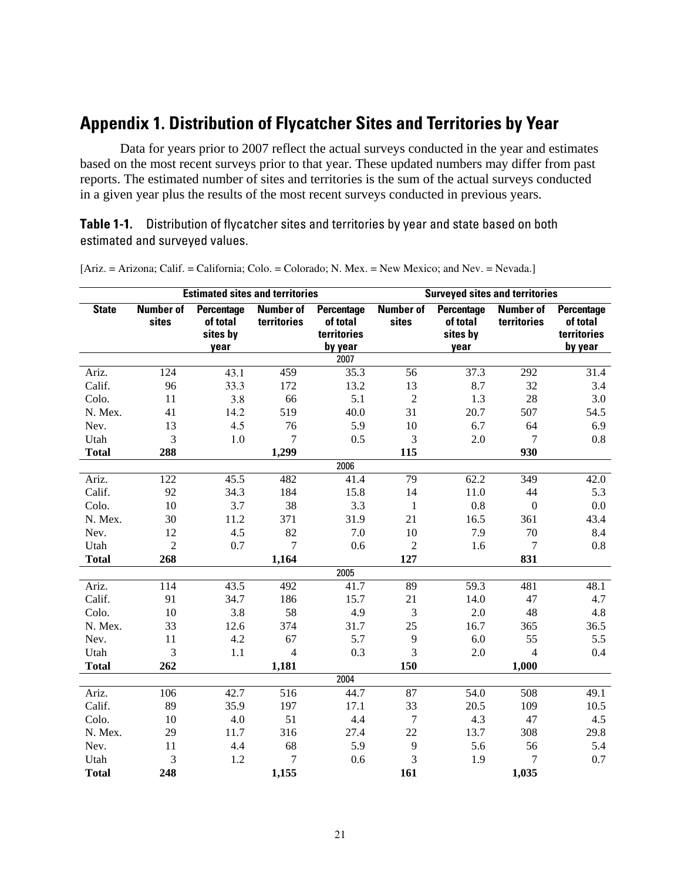## Appendix 1. Distribution of Flycatcher Sites and Territories by Year

Data for years prior to 2007 reflect the actual surveys conducted in the year and estimates based on the most recent surveys prior to that year. These updated numbers may differ from past reports. The estimated number of sites and territories is the sum of the actual surveys conducted in a given year plus the results of the most recent surveys conducted in previous years.

**Table 1-1.** Distribution of flycatcher sites and territories by year and state based on both estimated and surveyed values.

[Ariz. = Arizona; Calif. = California; Colo. = Colorado; N. Mex. = New Mexico; and Nev. = Nevada.]

| | Estimated sites and territories | | | | Surveyed sites and territories | | | |
|---|---|---|---|---|---|---|---|---|
| **State** | **Number of sites** | **Percentage of total sites by year** | **Number of territories** | **Percentage of total territories by year** | **Number of sites** | **Percentage of total sites by year** | **Number of territories** | **Percentage of total territories by year** |
| | | | | 2007 | | | | |
| Ariz. | 124 | 43.1 | 459 | 35.3 | 56 | 37.3 | 292 | 31.4 |
| Calif. | 96 | 33.3 | 172 | 13.2 | 13 | 8.7 | 32 | 3.4 |
| Colo. | 11 | 3.8 | 66 | 5.1 | 2 | 1.3 | 28 | 3.0 |
| N. Mex. | 41 | 14.2 | 519 | 40.0 | 31 | 20.7 | 507 | 54.5 |
| Nev. | 13 | 4.5 | 76 | 5.9 | 10 | 6.7 | 64 | 6.9 |
| Utah | 3 | 1.0 | 7 | 0.5 | 3 | 2.0 | 7 | 0.8 |
| **Total** | **288** | | **1,299** | | **115** | | **930** | |
| | | | | 2006 | | | | |
| Ariz. | 122 | 45.5 | 482 | 41.4 | 79 | 62.2 | 349 | 42.0 |
| Calif. | 92 | 34.3 | 184 | 15.8 | 14 | 11.0 | 44 | 5.3 |
| Colo. | 10 | 3.7 | 38 | 3.3 | 1 | 0.8 | 0 | 0.0 |
| N. Mex. | 30 | 11.2 | 371 | 31.9 | 21 | 16.5 | 361 | 43.4 |
| Nev. | 12 | 4.5 | 82 | 7.0 | 10 | 7.9 | 70 | 8.4 |
| Utah | 2 | 0.7 | 7 | 0.6 | 2 | 1.6 | 7 | 0.8 |
| **Total** | **268** | | **1,164** | | **127** | | **831** | |
| | | | | 2005 | | | | |
| Ariz. | 114 | 43.5 | 492 | 41.7 | 89 | 59.3 | 481 | 48.1 |
| Calif. | 91 | 34.7 | 186 | 15.7 | 21 | 14.0 | 47 | 4.7 |
| Colo. | 10 | 3.8 | 58 | 4.9 | 3 | 2.0 | 48 | 4.8 |
| N. Mex. | 33 | 12.6 | 374 | 31.7 | 25 | 16.7 | 365 | 36.5 |
| Nev. | 11 | 4.2 | 67 | 5.7 | 9 | 6.0 | 55 | 5.5 |
| Utah | 3 | 1.1 | 4 | 0.3 | 3 | 2.0 | 4 | 0.4 |
| **Total** | **262** | | **1,181** | | **150** | | **1,000** | |
| | | | | 2004 | | | | |
| Ariz. | 106 | 42.7 | 516 | 44.7 | 87 | 54.0 | 508 | 49.1 |
| Calif. | 89 | 35.9 | 197 | 17.1 | 33 | 20.5 | 109 | 10.5 |
| Colo. | 10 | 4.0 | 51 | 4.4 | 7 | 4.3 | 47 | 4.5 |
| N. Mex. | 29 | 11.7 | 316 | 27.4 | 22 | 13.7 | 308 | 29.8 |
| Nev. | 11 | 4.4 | 68 | 5.9 | 9 | 5.6 | 56 | 5.4 |
| Utah | 3 | 1.2 | 7 | 0.6 | 3 | 1.9 | 7 | 0.7 |
| **Total** | **248** | | **1,155** | | **161** | | **1,035** | |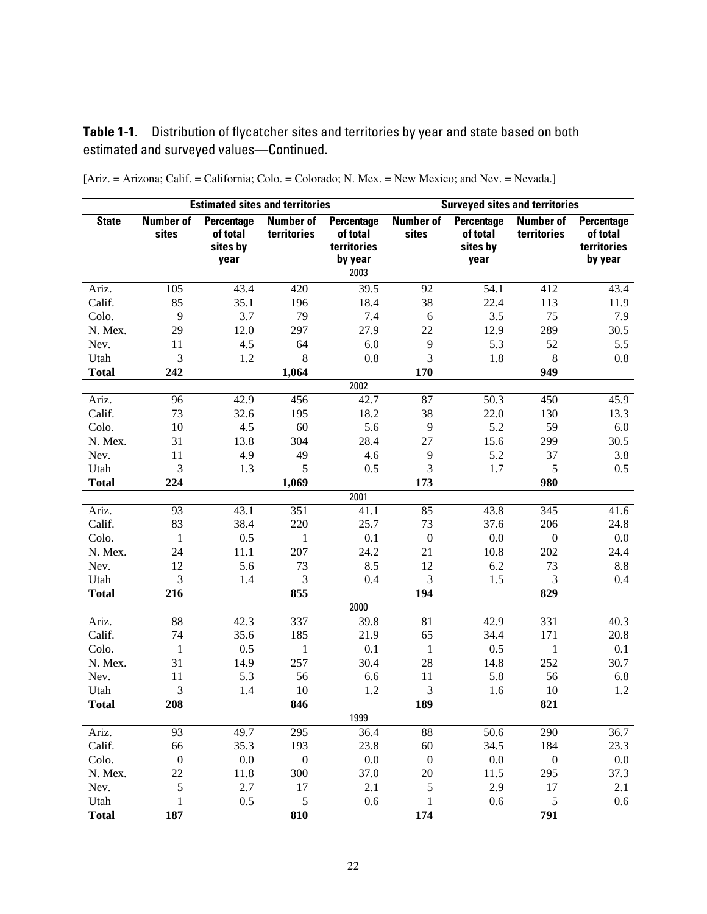**Table 1-1.** Distribution of flycatcher sites and territories by year and state based on both estimated and surveyed values—Continued.

[Ariz. = Arizona; Calif. = California; Colo. = Colorado; N. Mex. = New Mexico; and Nev. = Nevada.]

| | Estimated sites and territories | | | | Surveyed sites and territories | | | |
|---|---|---|---|---|---|---|---|---|
| **State** | **Number of sites** | **Percentage of total sites by year** | **Number of territories** | **Percentage of total territories by year** | **Number of sites** | **Percentage of total sites by year** | **Number of territories** | **Percentage of total territories by year** |
| | | | | 2003 | | | | |
| Ariz. | 105 | 43.4 | 420 | 39.5 | 92 | 54.1 | 412 | 43.4 |
| Calif. | 85 | 35.1 | 196 | 18.4 | 38 | 22.4 | 113 | 11.9 |
| Colo. | 9 | 3.7 | 79 | 7.4 | 6 | 3.5 | 75 | 7.9 |
| N. Mex. | 29 | 12.0 | 297 | 27.9 | 22 | 12.9 | 289 | 30.5 |
| Nev. | 11 | 4.5 | 64 | 6.0 | 9 | 5.3 | 52 | 5.5 |
| Utah | 3 | 1.2 | 8 | 0.8 | 3 | 1.8 | 8 | 0.8 |
| **Total** | **242** | | **1,064** | | **170** | | **949** | |
| | | | | 2002 | | | | |
| Ariz. | 96 | 42.9 | 456 | 42.7 | 87 | 50.3 | 450 | 45.9 |
| Calif. | 73 | 32.6 | 195 | 18.2 | 38 | 22.0 | 130 | 13.3 |
| Colo. | 10 | 4.5 | 60 | 5.6 | 9 | 5.2 | 59 | 6.0 |
| N. Mex. | 31 | 13.8 | 304 | 28.4 | 27 | 15.6 | 299 | 30.5 |
| Nev. | 11 | 4.9 | 49 | 4.6 | 9 | 5.2 | 37 | 3.8 |
| Utah | 3 | 1.3 | 5 | 0.5 | 3 | 1.7 | 5 | 0.5 |
| **Total** | **224** | | **1,069** | | **173** | | **980** | |
| | | | | 2001 | | | | |
| Ariz. | 93 | 43.1 | 351 | 41.1 | 85 | 43.8 | 345 | 41.6 |
| Calif. | 83 | 38.4 | 220 | 25.7 | 73 | 37.6 | 206 | 24.8 |
| Colo. | 1 | 0.5 | 1 | 0.1 | 0 | 0.0 | 0 | 0.0 |
| N. Mex. | 24 | 11.1 | 207 | 24.2 | 21 | 10.8 | 202 | 24.4 |
| Nev. | 12 | 5.6 | 73 | 8.5 | 12 | 6.2 | 73 | 8.8 |
| Utah | 3 | 1.4 | 3 | 0.4 | 3 | 1.5 | 3 | 0.4 |
| **Total** | **216** | | **855** | | **194** | | **829** | |
| | | | | 2000 | | | | |
| Ariz. | 88 | 42.3 | 337 | 39.8 | 81 | 42.9 | 331 | 40.3 |
| Calif. | 74 | 35.6 | 185 | 21.9 | 65 | 34.4 | 171 | 20.8 |
| Colo. | 1 | 0.5 | 1 | 0.1 | 1 | 0.5 | 1 | 0.1 |
| N. Mex. | 31 | 14.9 | 257 | 30.4 | 28 | 14.8 | 252 | 30.7 |
| Nev. | 11 | 5.3 | 56 | 6.6 | 11 | 5.8 | 56 | 6.8 |
| Utah | 3 | 1.4 | 10 | 1.2 | 3 | 1.6 | 10 | 1.2 |
| **Total** | **208** | | **846** | | **189** | | **821** | |
| | | | | 1999 | | | | |
| Ariz. | 93 | 49.7 | 295 | 36.4 | 88 | 50.6 | 290 | 36.7 |
| Calif. | 66 | 35.3 | 193 | 23.8 | 60 | 34.5 | 184 | 23.3 |
| Colo. | 0 | 0.0 | 0 | 0.0 | 0 | 0.0 | 0 | 0.0 |
| N. Mex. | 22 | 11.8 | 300 | 37.0 | 20 | 11.5 | 295 | 37.3 |
| Nev. | 5 | 2.7 | 17 | 2.1 | 5 | 2.9 | 17 | 2.1 |
| Utah | 1 | 0.5 | 5 | 0.6 | 1 | 0.6 | 5 | 0.6 |
| **Total** | **187** | | **810** | | **174** | | **791** | |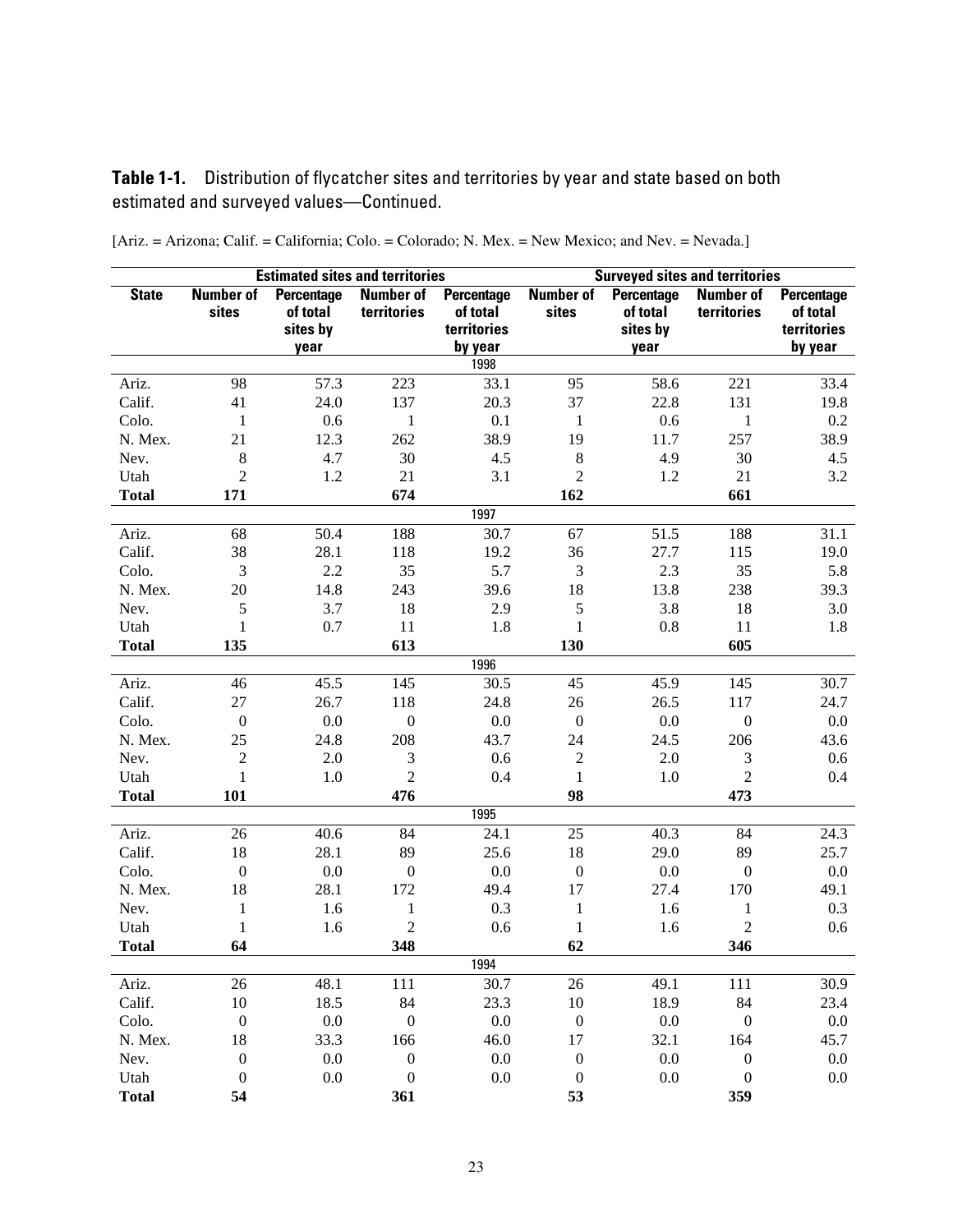**Table 1-1.** Distribution of flycatcher sites and territories by year and state based on both estimated and surveyed values—Continued.

[Ariz. = Arizona; Calif. = California; Colo. = Colorado; N. Mex. = New Mexico; and Nev. = Nevada.]

| | Estimated sites and territories | | | | Surveyed sites and territories | | | |
|---|---|---|---|---|---|---|---|---|
| State | Number of sites | Percentage of total sites by year | Number of territories | Percentage of total territories by year | Number of sites | Percentage of total sites by year | Number of territories | Percentage of total territories by year |
| | | | | 1998 | | | | |
| Ariz. | 98 | 57.3 | 223 | 33.1 | 95 | 58.6 | 221 | 33.4 |
| Calif. | 41 | 24.0 | 137 | 20.3 | 37 | 22.8 | 131 | 19.8 |
| Colo. | 1 | 0.6 | 1 | 0.1 | 1 | 0.6 | 1 | 0.2 |
| N. Mex. | 21 | 12.3 | 262 | 38.9 | 19 | 11.7 | 257 | 38.9 |
| Nev. | 8 | 4.7 | 30 | 4.5 | 8 | 4.9 | 30 | 4.5 |
| Utah | 2 | 1.2 | 21 | 3.1 | 2 | 1.2 | 21 | 3.2 |
| **Total** | **171** | | **674** | | **162** | | **661** | |
| | | | | 1997 | | | | |
| Ariz. | 68 | 50.4 | 188 | 30.7 | 67 | 51.5 | 188 | 31.1 |
| Calif. | 38 | 28.1 | 118 | 19.2 | 36 | 27.7 | 115 | 19.0 |
| Colo. | 3 | 2.2 | 35 | 5.7 | 3 | 2.3 | 35 | 5.8 |
| N. Mex. | 20 | 14.8 | 243 | 39.6 | 18 | 13.8 | 238 | 39.3 |
| Nev. | 5 | 3.7 | 18 | 2.9 | 5 | 3.8 | 18 | 3.0 |
| Utah | 1 | 0.7 | 11 | 1.8 | 1 | 0.8 | 11 | 1.8 |
| **Total** | **135** | | **613** | | **130** | | **605** | |
| | | | | 1996 | | | | |
| Ariz. | 46 | 45.5 | 145 | 30.5 | 45 | 45.9 | 145 | 30.7 |
| Calif. | 27 | 26.7 | 118 | 24.8 | 26 | 26.5 | 117 | 24.7 |
| Colo. | 0 | 0.0 | 0 | 0.0 | 0 | 0.0 | 0 | 0.0 |
| N. Mex. | 25 | 24.8 | 208 | 43.7 | 24 | 24.5 | 206 | 43.6 |
| Nev. | 2 | 2.0 | 3 | 0.6 | 2 | 2.0 | 3 | 0.6 |
| Utah | 1 | 1.0 | 2 | 0.4 | 1 | 1.0 | 2 | 0.4 |
| **Total** | **101** | | **476** | | **98** | | **473** | |
| | | | | 1995 | | | | |
| Ariz. | 26 | 40.6 | 84 | 24.1 | 25 | 40.3 | 84 | 24.3 |
| Calif. | 18 | 28.1 | 89 | 25.6 | 18 | 29.0 | 89 | 25.7 |
| Colo. | 0 | 0.0 | 0 | 0.0 | 0 | 0.0 | 0 | 0.0 |
| N. Mex. | 18 | 28.1 | 172 | 49.4 | 17 | 27.4 | 170 | 49.1 |
| Nev. | 1 | 1.6 | 1 | 0.3 | 1 | 1.6 | 1 | 0.3 |
| Utah | 1 | 1.6 | 2 | 0.6 | 1 | 1.6 | 2 | 0.6 |
| **Total** | **64** | | **348** | | **62** | | **346** | |
| | | | | 1994 | | | | |
| Ariz. | 26 | 48.1 | 111 | 30.7 | 26 | 49.1 | 111 | 30.9 |
| Calif. | 10 | 18.5 | 84 | 23.3 | 10 | 18.9 | 84 | 23.4 |
| Colo. | 0 | 0.0 | 0 | 0.0 | 0 | 0.0 | 0 | 0.0 |
| N. Mex. | 18 | 33.3 | 166 | 46.0 | 17 | 32.1 | 164 | 45.7 |
| Nev. | 0 | 0.0 | 0 | 0.0 | 0 | 0.0 | 0 | 0.0 |
| Utah | 0 | 0.0 | 0 | 0.0 | 0 | 0.0 | 0 | 0.0 |
| **Total** | **54** | | **361** | | **53** | | **359** | |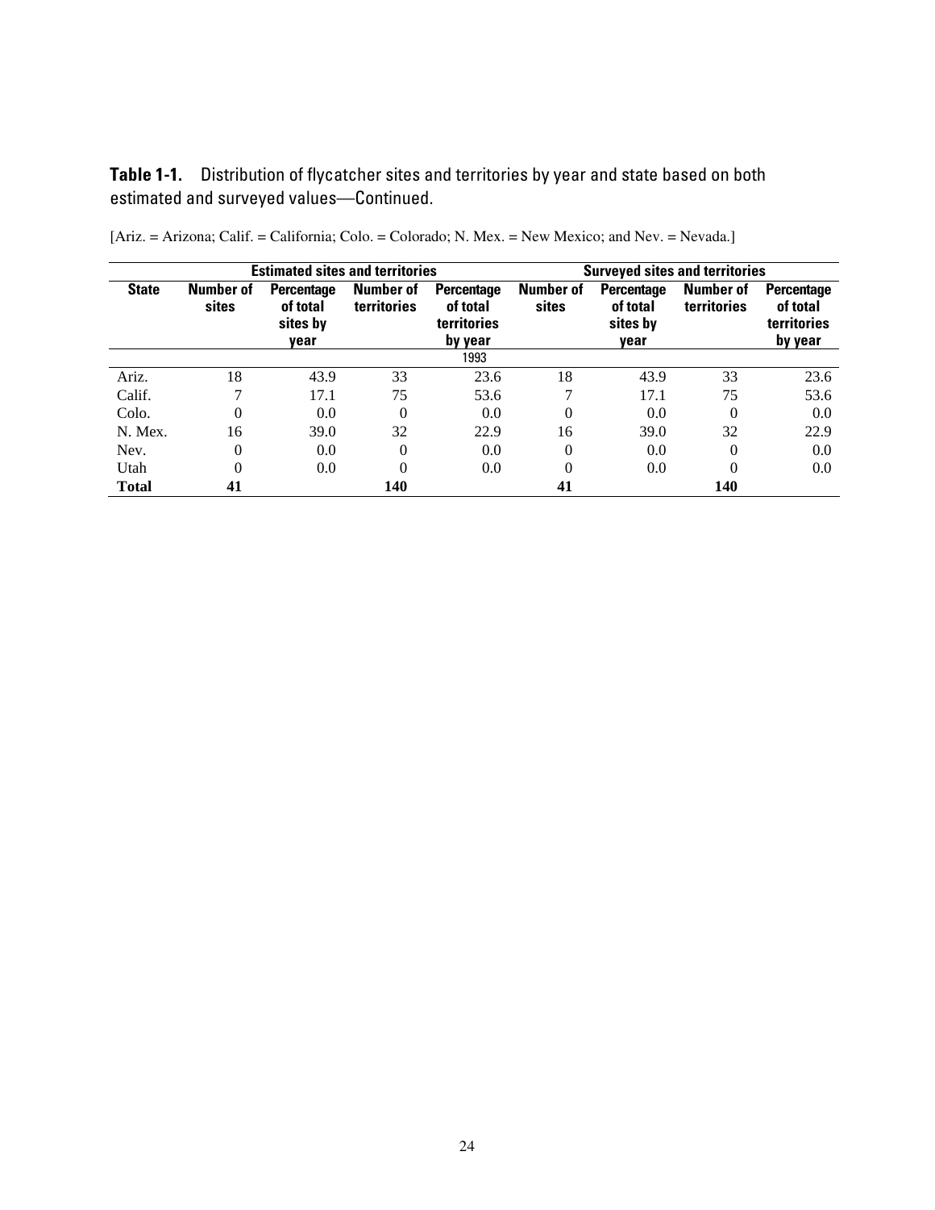**Table 1-1.** Distribution of flycatcher sites and territories by year and state based on both estimated and surveyed values—Continued.

[Ariz. = Arizona; Calif. = California; Colo. = Colorado; N. Mex. = New Mexico; and Nev. = Nevada.]

| | Estimated sites and territories | | | | Surveyed sites and territories | | | |
|---|---|---|---|---|---|---|---|---|
| **State** | **Number of sites** | **Percentage of total sites by year** | **Number of territories** | **Percentage of total territories by year** | **Number of sites** | **Percentage of total sites by year** | **Number of territories** | **Percentage of total territories by year** |
| | | | | 1993 | | | | |
| Ariz. | 18 | 43.9 | 33 | 23.6 | 18 | 43.9 | 33 | 23.6 |
| Calif. | 7 | 17.1 | 75 | 53.6 | 7 | 17.1 | 75 | 53.6 |
| Colo. | 0 | 0.0 | 0 | 0.0 | 0 | 0.0 | 0 | 0.0 |
| N. Mex. | 16 | 39.0 | 32 | 22.9 | 16 | 39.0 | 32 | 22.9 |
| Nev. | 0 | 0.0 | 0 | 0.0 | 0 | 0.0 | 0 | 0.0 |
| Utah | 0 | 0.0 | 0 | 0.0 | 0 | 0.0 | 0 | 0.0 |
| **Total** | **41** | | **140** | | **41** | | **140** | |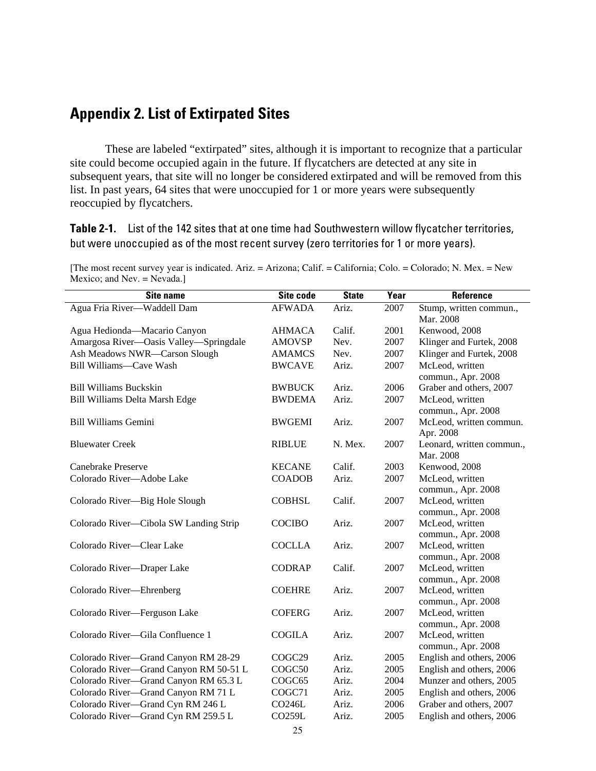## Appendix 2. List of Extirpated Sites

These are labeled "extirpated" sites, although it is important to recognize that a particular site could become occupied again in the future. If flycatchers are detected at any site in subsequent years, that site will no longer be considered extirpated and will be removed from this list. In past years, 64 sites that were unoccupied for 1 or more years were subsequently reoccupied by flycatchers.

**Table 2-1.** List of the 142 sites that at one time had Southwestern willow flycatcher territories, but were unoccupied as of the most recent survey (zero territories for 1 or more years).

[The most recent survey year is indicated. Ariz. = Arizona; Calif. = California; Colo. = Colorado; N. Mex. = New Mexico; and Nev. = Nevada.]

| Site name | Site code | State | Year | Reference |
|---|---|---|---|---|
| Agua Fria River—Waddell Dam | AFWADA | Ariz. | 2007 | Stump, written commun., Mar. 2008 |
| Agua Hedionda—Macario Canyon | AHMACA | Calif. | 2001 | Kenwood, 2008 |
| Amargosa River—Oasis Valley—Springdale | AMOVSP | Nev. | 2007 | Klinger and Furtek, 2008 |
| Ash Meadows NWR—Carson Slough | AMAMCS | Nev. | 2007 | Klinger and Furtek, 2008 |
| Bill Williams—Cave Wash | BWCAVE | Ariz. | 2007 | McLeod, written commun., Apr. 2008 |
| Bill Williams Buckskin | BWBUCK | Ariz. | 2006 | Graber and others, 2007 |
| Bill Williams Delta Marsh Edge | BWDEMA | Ariz. | 2007 | McLeod, written commun., Apr. 2008 |
| Bill Williams Gemini | BWGEMI | Ariz. | 2007 | McLeod, written commun. Apr. 2008 |
| Bluewater Creek | RIBLUE | N. Mex. | 2007 | Leonard, written commun., Mar. 2008 |
| Canebrake Preserve | KECANE | Calif. | 2003 | Kenwood, 2008 |
| Colorado River—Adobe Lake | COADOB | Ariz. | 2007 | McLeod, written commun., Apr. 2008 |
| Colorado River—Big Hole Slough | COBHSL | Calif. | 2007 | McLeod, written commun., Apr. 2008 |
| Colorado River—Cibola SW Landing Strip | COCIBO | Ariz. | 2007 | McLeod, written commun., Apr. 2008 |
| Colorado River—Clear Lake | COCLLA | Ariz. | 2007 | McLeod, written commun., Apr. 2008 |
| Colorado River—Draper Lake | CODRAP | Calif. | 2007 | McLeod, written commun., Apr. 2008 |
| Colorado River—Ehrenberg | COEHRE | Ariz. | 2007 | McLeod, written commun., Apr. 2008 |
| Colorado River—Ferguson Lake | COFERG | Ariz. | 2007 | McLeod, written commun., Apr. 2008 |
| Colorado River—Gila Confluence 1 | COGILA | Ariz. | 2007 | McLeod, written commun., Apr. 2008 |
| Colorado River—Grand Canyon RM 28-29 | COGC29 | Ariz. | 2005 | English and others, 2006 |
| Colorado River—Grand Canyon RM 50-51 L | COGC50 | Ariz. | 2005 | English and others, 2006 |
| Colorado River—Grand Canyon RM 65.3 L | COGC65 | Ariz. | 2004 | Munzer and others, 2005 |
| Colorado River—Grand Canyon RM 71 L | COGC71 | Ariz. | 2005 | English and others, 2006 |
| Colorado River—Grand Cyn RM 246 L | CO246L | Ariz. | 2006 | Graber and others, 2007 |
| Colorado River—Grand Cyn RM 259.5 L | CO259L | Ariz. | 2005 | English and others, 2006 |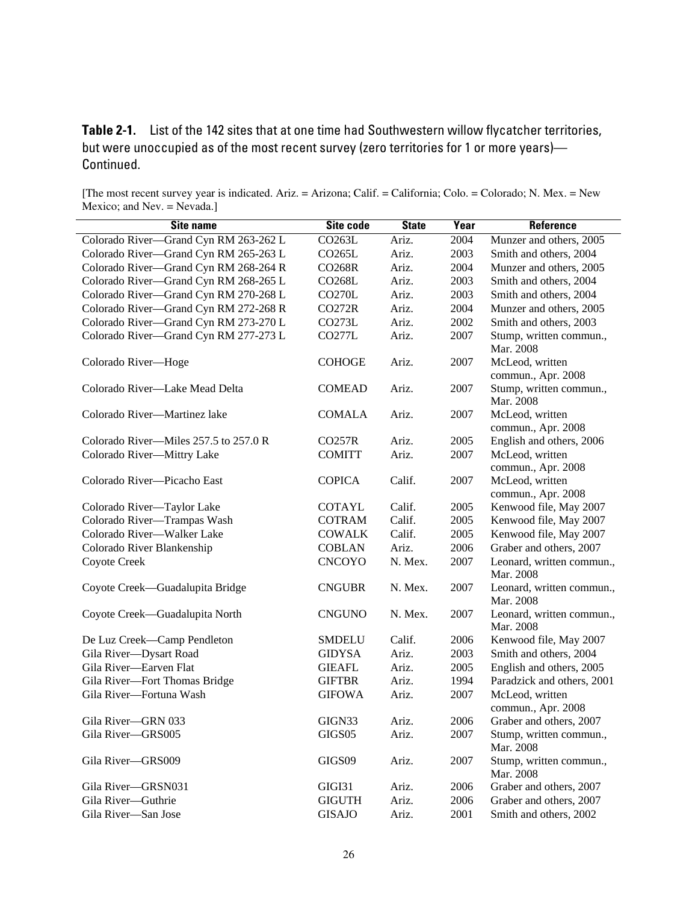**Table 2-1.** List of the 142 sites that at one time had Southwestern willow flycatcher territories, but were unoccupied as of the most recent survey (zero territories for 1 or more years)—Continued.

[The most recent survey year is indicated. Ariz. = Arizona; Calif. = California; Colo. = Colorado; N. Mex. = New Mexico; and Nev. = Nevada.]

| Site name | Site code | State | Year | Reference |
|---|---|---|---|---|
| Colorado River—Grand Cyn RM 263-262 L | CO263L | Ariz. | 2004 | Munzer and others, 2005 |
| Colorado River—Grand Cyn RM 265-263 L | CO265L | Ariz. | 2003 | Smith and others, 2004 |
| Colorado River—Grand Cyn RM 268-264 R | CO268R | Ariz. | 2004 | Munzer and others, 2005 |
| Colorado River—Grand Cyn RM 268-265 L | CO268L | Ariz. | 2003 | Smith and others, 2004 |
| Colorado River—Grand Cyn RM 270-268 L | CO270L | Ariz. | 2003 | Smith and others, 2004 |
| Colorado River—Grand Cyn RM 272-268 R | CO272R | Ariz. | 2004 | Munzer and others, 2005 |
| Colorado River—Grand Cyn RM 273-270 L | CO273L | Ariz. | 2002 | Smith and others, 2003 |
| Colorado River—Grand Cyn RM 277-273 L | CO277L | Ariz. | 2007 | Stump, written commun., Mar. 2008 |
| Colorado River—Hoge | COHOGE | Ariz. | 2007 | McLeod, written commun., Apr. 2008 |
| Colorado River—Lake Mead Delta | COMEAD | Ariz. | 2007 | Stump, written commun., Mar. 2008 |
| Colorado River—Martinez lake | COMALA | Ariz. | 2007 | McLeod, written commun., Apr. 2008 |
| Colorado River—Miles 257.5 to 257.0 R | CO257R | Ariz. | 2005 | English and others, 2006 |
| Colorado River—Mittry Lake | COMITT | Ariz. | 2007 | McLeod, written commun., Apr. 2008 |
| Colorado River—Picacho East | COPICA | Calif. | 2007 | McLeod, written commun., Apr. 2008 |
| Colorado River—Taylor Lake | COTAYL | Calif. | 2005 | Kenwood file, May 2007 |
| Colorado River—Trampas Wash | COTRAM | Calif. | 2005 | Kenwood file, May 2007 |
| Colorado River—Walker Lake | COWALK | Calif. | 2005 | Kenwood file, May 2007 |
| Colorado River Blankenship | COBLAN | Ariz. | 2006 | Graber and others, 2007 |
| Coyote Creek | CNCOYO | N. Mex. | 2007 | Leonard, written commun., Mar. 2008 |
| Coyote Creek—Guadalupita Bridge | CNGUBR | N. Mex. | 2007 | Leonard, written commun., Mar. 2008 |
| Coyote Creek—Guadalupita North | CNGUNO | N. Mex. | 2007 | Leonard, written commun., Mar. 2008 |
| De Luz Creek—Camp Pendleton | SMDELU | Calif. | 2006 | Kenwood file, May 2007 |
| Gila River—Dysart Road | GIDYSA | Ariz. | 2003 | Smith and others, 2004 |
| Gila River—Earven Flat | GIEAFL | Ariz. | 2005 | English and others, 2005 |
| Gila River—Fort Thomas Bridge | GIFTBR | Ariz. | 1994 | Paradzick and others, 2001 |
| Gila River—Fortuna Wash | GIFOWA | Ariz. | 2007 | McLeod, written commun., Apr. 2008 |
| Gila River—GRN 033 | GIGN33 | Ariz. | 2006 | Graber and others, 2007 |
| Gila River—GRS005 | GIGS05 | Ariz. | 2007 | Stump, written commun., Mar. 2008 |
| Gila River—GRS009 | GIGS09 | Ariz. | 2007 | Stump, written commun., Mar. 2008 |
| Gila River—GRSN031 | GIGI31 | Ariz. | 2006 | Graber and others, 2007 |
| Gila River—Guthrie | GIGUTH | Ariz. | 2006 | Graber and others, 2007 |
| Gila River—San Jose | GISAJO | Ariz. | 2001 | Smith and others, 2002 |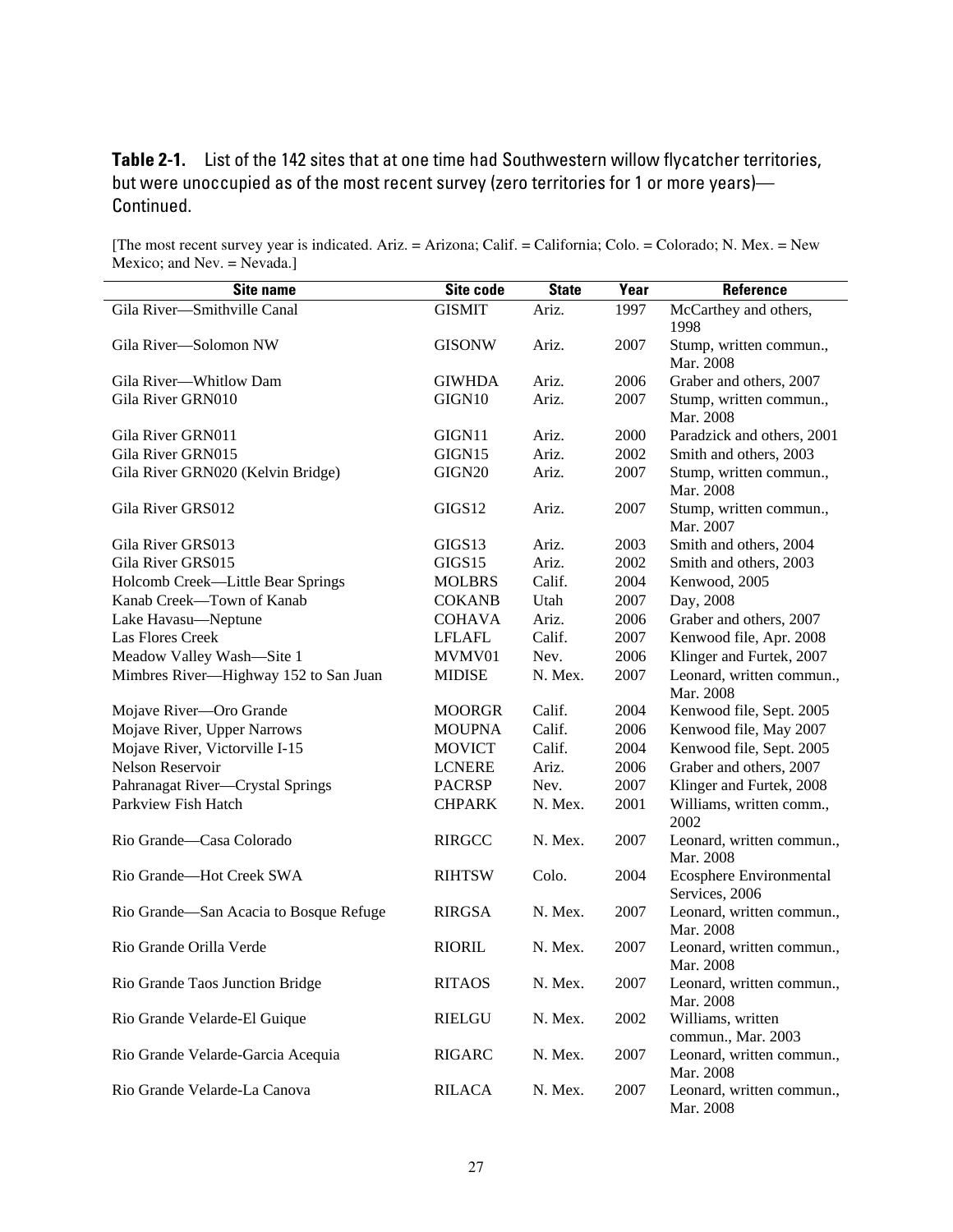**Table 2-1.** List of the 142 sites that at one time had Southwestern willow flycatcher territories, but were unoccupied as of the most recent survey (zero territories for 1 or more years)—Continued.

[The most recent survey year is indicated. Ariz. = Arizona; Calif. = California; Colo. = Colorado; N. Mex. = New Mexico; and Nev. = Nevada.]

| Site name | Site code | State | Year | Reference |
|---|---|---|---|---|
| Gila River—Smithville Canal | GISMIT | Ariz. | 1997 | McCarthey and others, 1998 |
| Gila River—Solomon NW | GISONW | Ariz. | 2007 | Stump, written commun., Mar. 2008 |
| Gila River—Whitlow Dam | GIWHDA | Ariz. | 2006 | Graber and others, 2007 |
| Gila River GRN010 | GIGN10 | Ariz. | 2007 | Stump, written commun., Mar. 2008 |
| Gila River GRN011 | GIGN11 | Ariz. | 2000 | Paradzick and others, 2001 |
| Gila River GRN015 | GIGN15 | Ariz. | 2002 | Smith and others, 2003 |
| Gila River GRN020 (Kelvin Bridge) | GIGN20 | Ariz. | 2007 | Stump, written commun., Mar. 2008 |
| Gila River GRS012 | GIGS12 | Ariz. | 2007 | Stump, written commun., Mar. 2007 |
| Gila River GRS013 | GIGS13 | Ariz. | 2003 | Smith and others, 2004 |
| Gila River GRS015 | GIGS15 | Ariz. | 2002 | Smith and others, 2003 |
| Holcomb Creek—Little Bear Springs | MOLBRS | Calif. | 2004 | Kenwood, 2005 |
| Kanab Creek—Town of Kanab | COKANB | Utah | 2007 | Day, 2008 |
| Lake Havasu—Neptune | COHAVA | Ariz. | 2006 | Graber and others, 2007 |
| Las Flores Creek | LFLAFL | Calif. | 2007 | Kenwood file, Apr. 2008 |
| Meadow Valley Wash—Site 1 | MVMV01 | Nev. | 2006 | Klinger and Furtek, 2007 |
| Mimbres River—Highway 152 to San Juan | MIDISE | N. Mex. | 2007 | Leonard, written commun., Mar. 2008 |
| Mojave River—Oro Grande | MOORGR | Calif. | 2004 | Kenwood file, Sept. 2005 |
| Mojave River, Upper Narrows | MOUPNA | Calif. | 2006 | Kenwood file, May 2007 |
| Mojave River, Victorville I-15 | MOVICT | Calif. | 2004 | Kenwood file, Sept. 2005 |
| Nelson Reservoir | LCNERE | Ariz. | 2006 | Graber and others, 2007 |
| Pahranagat River—Crystal Springs | PACRSP | Nev. | 2007 | Klinger and Furtek, 2008 |
| Parkview Fish Hatch | CHPARK | N. Mex. | 2001 | Williams, written comm., 2002 |
| Rio Grande—Casa Colorado | RIRGCC | N. Mex. | 2007 | Leonard, written commun., Mar. 2008 |
| Rio Grande—Hot Creek SWA | RIHTSW | Colo. | 2004 | Ecosphere Environmental Services, 2006 |
| Rio Grande—San Acacia to Bosque Refuge | RIRGSA | N. Mex. | 2007 | Leonard, written commun., Mar. 2008 |
| Rio Grande Orilla Verde | RIORIL | N. Mex. | 2007 | Leonard, written commun., Mar. 2008 |
| Rio Grande Taos Junction Bridge | RITAOS | N. Mex. | 2007 | Leonard, written commun., Mar. 2008 |
| Rio Grande Velarde-El Guique | RIELGU | N. Mex. | 2002 | Williams, written commun., Mar. 2003 |
| Rio Grande Velarde-Garcia Acequia | RIGARC | N. Mex. | 2007 | Leonard, written commun., Mar. 2008 |
| Rio Grande Velarde-La Canova | RILACA | N. Mex. | 2007 | Leonard, written commun., Mar. 2008 |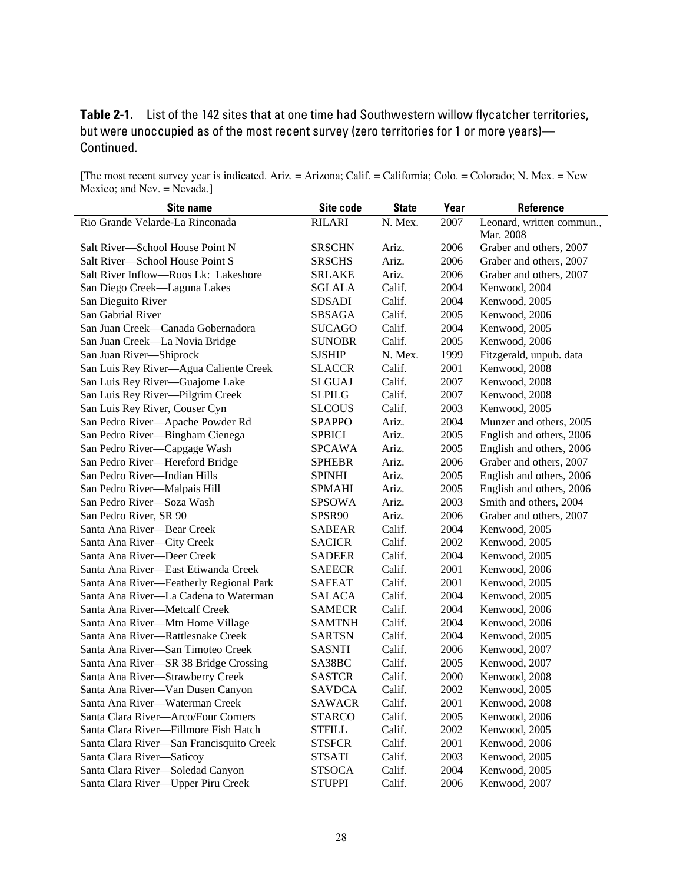**Table 2-1.** List of the 142 sites that at one time had Southwestern willow flycatcher territories, but were unoccupied as of the most recent survey (zero territories for 1 or more years)—Continued.

[The most recent survey year is indicated. Ariz. = Arizona; Calif. = California; Colo. = Colorado; N. Mex. = New Mexico; and Nev. = Nevada.]

| Site name | Site code | State | Year | Reference |
|---|---|---|---|---|
| Rio Grande Velarde-La Rinconada | RILARI | N. Mex. | 2007 | Leonard, written commun., Mar. 2008 |
| Salt River—School House Point N | SRSCHN | Ariz. | 2006 | Graber and others, 2007 |
| Salt River—School House Point S | SRSCHS | Ariz. | 2006 | Graber and others, 2007 |
| Salt River Inflow—Roos Lk: Lakeshore | SRLAKE | Ariz. | 2006 | Graber and others, 2007 |
| San Diego Creek—Laguna Lakes | SGLALA | Calif. | 2004 | Kenwood, 2004 |
| San Dieguito River | SDSADI | Calif. | 2004 | Kenwood, 2005 |
| San Gabrial River | SBSAGA | Calif. | 2005 | Kenwood, 2006 |
| San Juan Creek—Canada Gobernadora | SUCAGO | Calif. | 2004 | Kenwood, 2005 |
| San Juan Creek—La Novia Bridge | SUNOBR | Calif. | 2005 | Kenwood, 2006 |
| San Juan River—Shiprock | SJSHIP | N. Mex. | 1999 | Fitzgerald, unpub. data |
| San Luis Rey River—Agua Caliente Creek | SLACCR | Calif. | 2001 | Kenwood, 2008 |
| San Luis Rey River—Guajome Lake | SLGUAJ | Calif. | 2007 | Kenwood, 2008 |
| San Luis Rey River—Pilgrim Creek | SLPILG | Calif. | 2007 | Kenwood, 2008 |
| San Luis Rey River, Couser Cyn | SLCOUS | Calif. | 2003 | Kenwood, 2005 |
| San Pedro River—Apache Powder Rd | SPAPPO | Ariz. | 2004 | Munzer and others, 2005 |
| San Pedro River—Bingham Cienega | SPBICI | Ariz. | 2005 | English and others, 2006 |
| San Pedro River—Capgage Wash | SPCAWA | Ariz. | 2005 | English and others, 2006 |
| San Pedro River—Hereford Bridge | SPHEBR | Ariz. | 2006 | Graber and others, 2007 |
| San Pedro River—Indian Hills | SPINHI | Ariz. | 2005 | English and others, 2006 |
| San Pedro River—Malpais Hill | SPMAHI | Ariz. | 2005 | English and others, 2006 |
| San Pedro River—Soza Wash | SPSOWA | Ariz. | 2003 | Smith and others, 2004 |
| San Pedro River, SR 90 | SPSR90 | Ariz. | 2006 | Graber and others, 2007 |
| Santa Ana River—Bear Creek | SABEAR | Calif. | 2004 | Kenwood, 2005 |
| Santa Ana River—City Creek | SACICR | Calif. | 2002 | Kenwood, 2005 |
| Santa Ana River—Deer Creek | SADEER | Calif. | 2004 | Kenwood, 2005 |
| Santa Ana River—East Etiwanda Creek | SAEECR | Calif. | 2001 | Kenwood, 2006 |
| Santa Ana River—Featherly Regional Park | SAFEAT | Calif. | 2001 | Kenwood, 2005 |
| Santa Ana River—La Cadena to Waterman | SALACA | Calif. | 2004 | Kenwood, 2005 |
| Santa Ana River—Metcalf Creek | SAMECR | Calif. | 2004 | Kenwood, 2006 |
| Santa Ana River—Mtn Home Village | SAMTNH | Calif. | 2004 | Kenwood, 2006 |
| Santa Ana River—Rattlesnake Creek | SARTSN | Calif. | 2004 | Kenwood, 2005 |
| Santa Ana River—San Timoteo Creek | SASNTI | Calif. | 2006 | Kenwood, 2007 |
| Santa Ana River—SR 38 Bridge Crossing | SA38BC | Calif. | 2005 | Kenwood, 2007 |
| Santa Ana River—Strawberry Creek | SASTCR | Calif. | 2000 | Kenwood, 2008 |
| Santa Ana River—Van Dusen Canyon | SAVDCA | Calif. | 2002 | Kenwood, 2005 |
| Santa Ana River—Waterman Creek | SAWACR | Calif. | 2001 | Kenwood, 2008 |
| Santa Clara River—Arco/Four Corners | STARCO | Calif. | 2005 | Kenwood, 2006 |
| Santa Clara River—Fillmore Fish Hatch | STFILL | Calif. | 2002 | Kenwood, 2005 |
| Santa Clara River—San Francisquito Creek | STSFCR | Calif. | 2001 | Kenwood, 2006 |
| Santa Clara River—Saticoy | STSATI | Calif. | 2003 | Kenwood, 2005 |
| Santa Clara River—Soledad Canyon | STSOCA | Calif. | 2004 | Kenwood, 2005 |
| Santa Clara River—Upper Piru Creek | STUPPI | Calif. | 2006 | Kenwood, 2007 |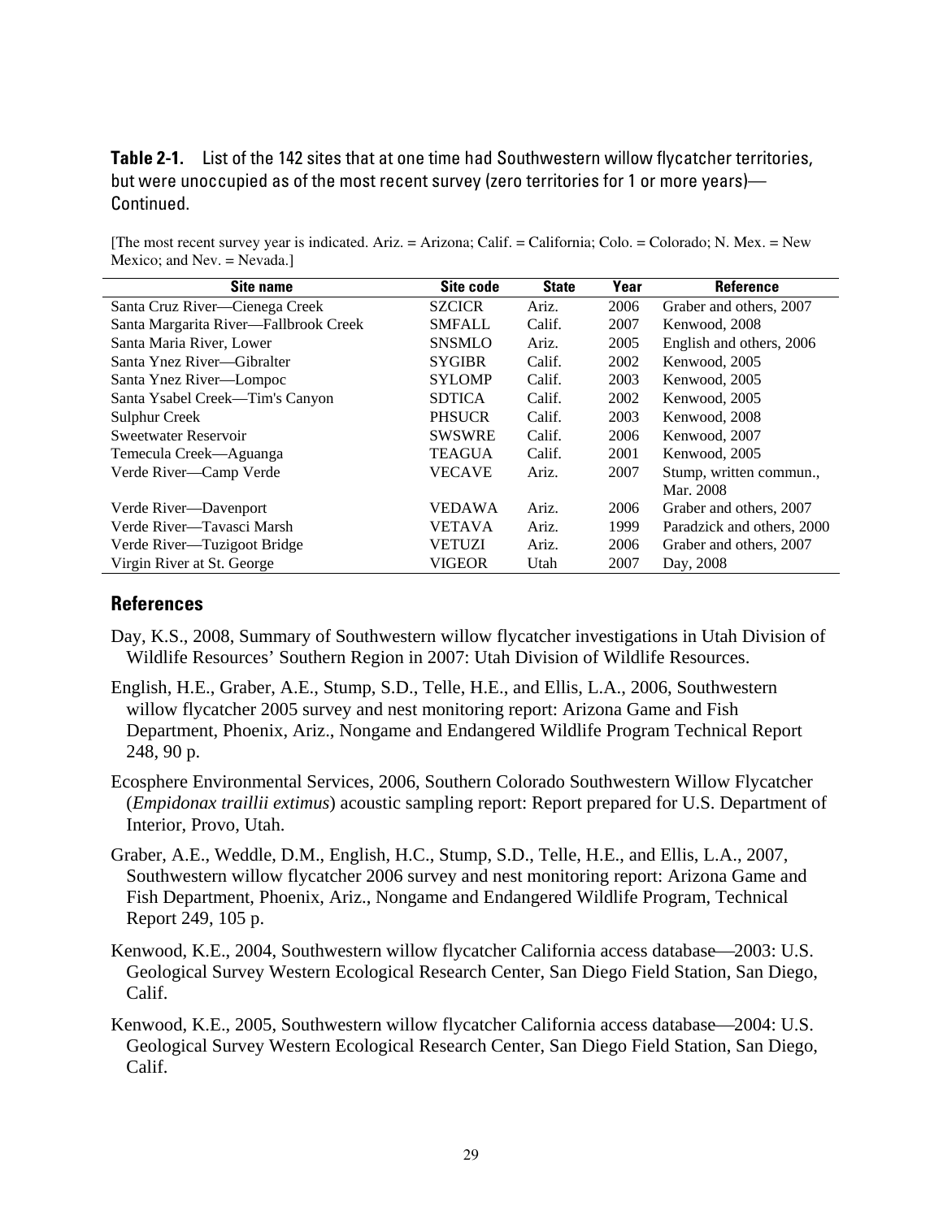**Table 2-1.** List of the 142 sites that at one time had Southwestern willow flycatcher territories, but were unoccupied as of the most recent survey (zero territories for 1 or more years)—Continued.

[The most recent survey year is indicated. Ariz. = Arizona; Calif. = California; Colo. = Colorado; N. Mex. = New Mexico; and Nev. = Nevada.]

| Site name | Site code | State | Year | Reference |
|---|---|---|---|---|
| Santa Cruz River—Cienega Creek | SZCICR | Ariz. | 2006 | Graber and others, 2007 |
| Santa Margarita River—Fallbrook Creek | SMFALL | Calif. | 2007 | Kenwood, 2008 |
| Santa Maria River, Lower | SNSMLO | Ariz. | 2005 | English and others, 2006 |
| Santa Ynez River—Gibralter | SYGIBR | Calif. | 2002 | Kenwood, 2005 |
| Santa Ynez River—Lompoc | SYLOMP | Calif. | 2003 | Kenwood, 2005 |
| Santa Ysabel Creek—Tim's Canyon | SDTICA | Calif. | 2002 | Kenwood, 2005 |
| Sulphur Creek | PHSUCR | Calif. | 2003 | Kenwood, 2008 |
| Sweetwater Reservoir | SWSWRE | Calif. | 2006 | Kenwood, 2007 |
| Temecula Creek—Aguanga | TEAGUA | Calif. | 2001 | Kenwood, 2005 |
| Verde River—Camp Verde | VECAVE | Ariz. | 2007 | Stump, written commun., Mar. 2008 |
| Verde River—Davenport | VEDAWA | Ariz. | 2006 | Graber and others, 2007 |
| Verde River—Tavasci Marsh | VETAVA | Ariz. | 1999 | Paradzick and others, 2000 |
| Verde River—Tuzigoot Bridge | VETUZI | Ariz. | 2006 | Graber and others, 2007 |
| Virgin River at St. George | VIGEOR | Utah | 2007 | Day, 2008 |

## References

Day, K.S., 2008, Summary of Southwestern willow flycatcher investigations in Utah Division of Wildlife Resources' Southern Region in 2007: Utah Division of Wildlife Resources.

English, H.E., Graber, A.E., Stump, S.D., Telle, H.E., and Ellis, L.A., 2006, Southwestern willow flycatcher 2005 survey and nest monitoring report: Arizona Game and Fish Department, Phoenix, Ariz., Nongame and Endangered Wildlife Program Technical Report 248, 90 p.

Ecosphere Environmental Services, 2006, Southern Colorado Southwestern Willow Flycatcher (*Empidonax traillii extimus*) acoustic sampling report: Report prepared for U.S. Department of Interior, Provo, Utah.

Graber, A.E., Weddle, D.M., English, H.C., Stump, S.D., Telle, H.E., and Ellis, L.A., 2007, Southwestern willow flycatcher 2006 survey and nest monitoring report: Arizona Game and Fish Department, Phoenix, Ariz., Nongame and Endangered Wildlife Program, Technical Report 249, 105 p.

Kenwood, K.E., 2004, Southwestern willow flycatcher California access database—2003: U.S. Geological Survey Western Ecological Research Center, San Diego Field Station, San Diego, Calif.

Kenwood, K.E., 2005, Southwestern willow flycatcher California access database—2004: U.S. Geological Survey Western Ecological Research Center, San Diego Field Station, San Diego, Calif.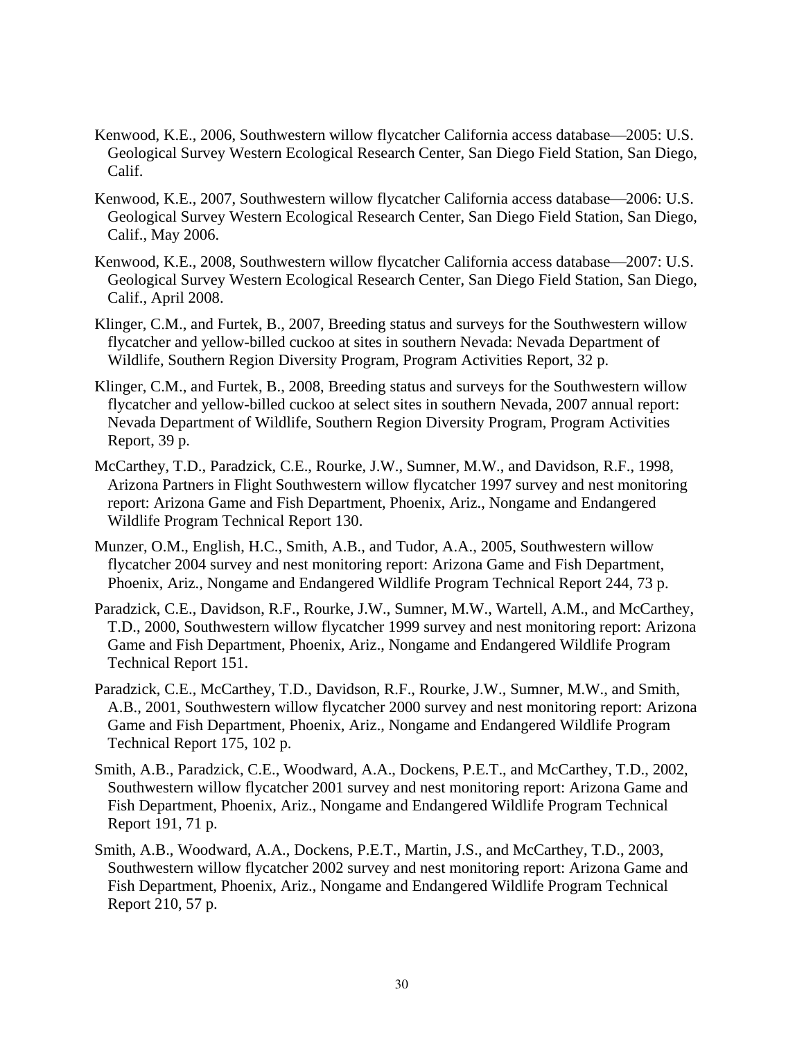Kenwood, K.E., 2006, Southwestern willow flycatcher California access database—2005: U.S. Geological Survey Western Ecological Research Center, San Diego Field Station, San Diego, Calif.

Kenwood, K.E., 2007, Southwestern willow flycatcher California access database—2006: U.S. Geological Survey Western Ecological Research Center, San Diego Field Station, San Diego, Calif., May 2006.

Kenwood, K.E., 2008, Southwestern willow flycatcher California access database—2007: U.S. Geological Survey Western Ecological Research Center, San Diego Field Station, San Diego, Calif., April 2008.

Klinger, C.M., and Furtek, B., 2007, Breeding status and surveys for the Southwestern willow flycatcher and yellow-billed cuckoo at sites in southern Nevada: Nevada Department of Wildlife, Southern Region Diversity Program, Program Activities Report, 32 p.

Klinger, C.M., and Furtek, B., 2008, Breeding status and surveys for the Southwestern willow flycatcher and yellow-billed cuckoo at select sites in southern Nevada, 2007 annual report: Nevada Department of Wildlife, Southern Region Diversity Program, Program Activities Report, 39 p.

McCarthey, T.D., Paradzick, C.E., Rourke, J.W., Sumner, M.W., and Davidson, R.F., 1998, Arizona Partners in Flight Southwestern willow flycatcher 1997 survey and nest monitoring report: Arizona Game and Fish Department, Phoenix, Ariz., Nongame and Endangered Wildlife Program Technical Report 130.

Munzer, O.M., English, H.C., Smith, A.B., and Tudor, A.A., 2005, Southwestern willow flycatcher 2004 survey and nest monitoring report: Arizona Game and Fish Department, Phoenix, Ariz., Nongame and Endangered Wildlife Program Technical Report 244, 73 p.

Paradzick, C.E., Davidson, R.F., Rourke, J.W., Sumner, M.W., Wartell, A.M., and McCarthey, T.D., 2000, Southwestern willow flycatcher 1999 survey and nest monitoring report: Arizona Game and Fish Department, Phoenix, Ariz., Nongame and Endangered Wildlife Program Technical Report 151.

Paradzick, C.E., McCarthey, T.D., Davidson, R.F., Rourke, J.W., Sumner, M.W., and Smith, A.B., 2001, Southwestern willow flycatcher 2000 survey and nest monitoring report: Arizona Game and Fish Department, Phoenix, Ariz., Nongame and Endangered Wildlife Program Technical Report 175, 102 p.

Smith, A.B., Paradzick, C.E., Woodward, A.A., Dockens, P.E.T., and McCarthey, T.D., 2002, Southwestern willow flycatcher 2001 survey and nest monitoring report: Arizona Game and Fish Department, Phoenix, Ariz., Nongame and Endangered Wildlife Program Technical Report 191, 71 p.

Smith, A.B., Woodward, A.A., Dockens, P.E.T., Martin, J.S., and McCarthey, T.D., 2003, Southwestern willow flycatcher 2002 survey and nest monitoring report: Arizona Game and Fish Department, Phoenix, Ariz., Nongame and Endangered Wildlife Program Technical Report 210, 57 p.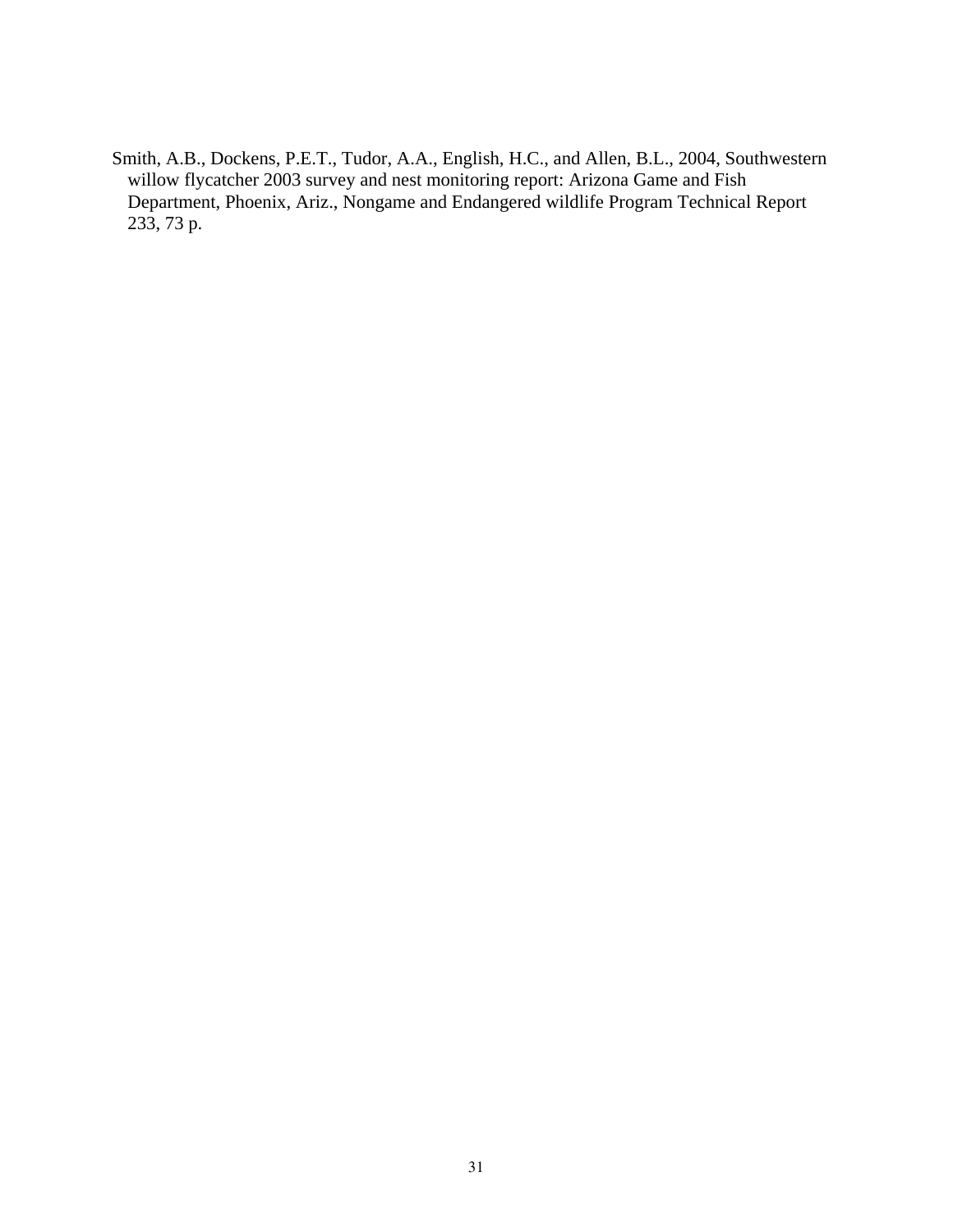Smith, A.B., Dockens, P.E.T., Tudor, A.A., English, H.C., and Allen, B.L., 2004, Southwestern willow flycatcher 2003 survey and nest monitoring report: Arizona Game and Fish Department, Phoenix, Ariz., Nongame and Endangered wildlife Program Technical Report 233, 73 p.